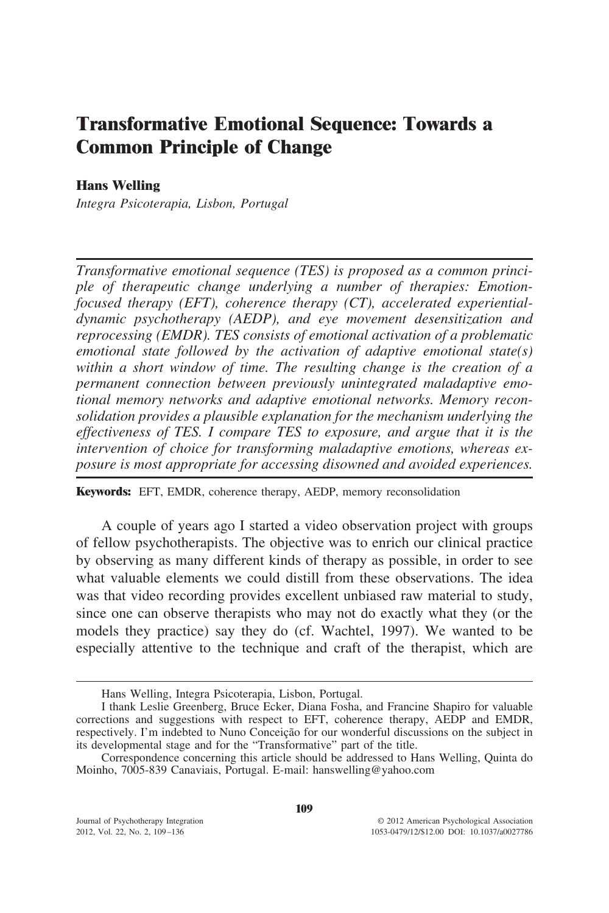# Transformative Emotional Sequence: Towards a Common Principle of Change

**Hans Welling**

*Integra Psicoterapia, Lisbon, Portugal*

---

*Transformative emotional sequence (TES) is proposed as a common principle of therapeutic change underlying a number of therapies: Emotion-focused therapy (EFT), coherence therapy (CT), accelerated experiential-dynamic psychotherapy (AEDP), and eye movement desensitization and reprocessing (EMDR). TES consists of emotional activation of a problematic emotional state followed by the activation of adaptive emotional state(s) within a short window of time. The resulting change is the creation of a permanent connection between previously unintegrated maladaptive emotional memory networks and adaptive emotional networks. Memory reconsolidation provides a plausible explanation for the mechanism underlying the effectiveness of TES. I compare TES to exposure, and argue that it is the intervention of choice for transforming maladaptive emotions, whereas exposure is most appropriate for accessing disowned and avoided experiences.*

---

**Keywords:** EFT, EMDR, coherence therapy, AEDP, memory reconsolidation

A couple of years ago I started a video observation project with groups of fellow psychotherapists. The objective was to enrich our clinical practice by observing as many different kinds of therapy as possible, in order to see what valuable elements we could distill from these observations. The idea was that video recording provides excellent unbiased raw material to study, since one can observe therapists who may not do exactly what they (or the models they practice) say they do (cf. Wachtel, 1997). We wanted to be especially attentive to the technique and craft of the therapist, which are

---

Hans Welling, Integra Psicoterapia, Lisbon, Portugal.

I thank Leslie Greenberg, Bruce Ecker, Diana Fosha, and Francine Shapiro for valuable corrections and suggestions with respect to EFT, coherence therapy, AEDP and EMDR, respectively. I'm indebted to Nuno Conceição for our wonderful discussions on the subject in its developmental stage and for the "Transformative" part of the title.

Correspondence concerning this article should be addressed to Hans Welling, Quinta do Moinho, 7005-839 Canaviais, Portugal. E-mail: hanswelling@yahoo.com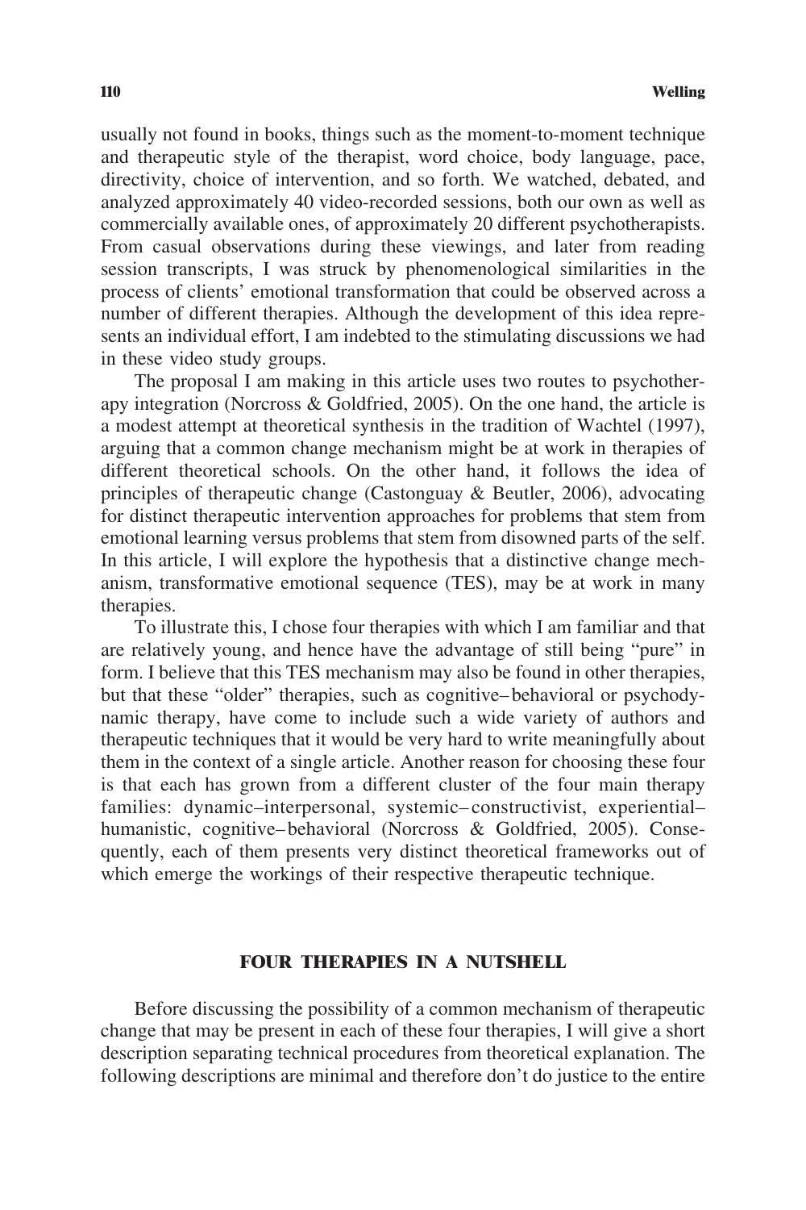usually not found in books, things such as the moment-to-moment technique and therapeutic style of the therapist, word choice, body language, pace, directivity, choice of intervention, and so forth. We watched, debated, and analyzed approximately 40 video-recorded sessions, both our own as well as commercially available ones, of approximately 20 different psychotherapists. From casual observations during these viewings, and later from reading session transcripts, I was struck by phenomenological similarities in the process of clients' emotional transformation that could be observed across a number of different therapies. Although the development of this idea represents an individual effort, I am indebted to the stimulating discussions we had in these video study groups.

The proposal I am making in this article uses two routes to psychotherapy integration (Norcross & Goldfried, 2005). On the one hand, the article is a modest attempt at theoretical synthesis in the tradition of Wachtel (1997), arguing that a common change mechanism might be at work in therapies of different theoretical schools. On the other hand, it follows the idea of principles of therapeutic change (Castonguay & Beutler, 2006), advocating for distinct therapeutic intervention approaches for problems that stem from emotional learning versus problems that stem from disowned parts of the self. In this article, I will explore the hypothesis that a distinctive change mechanism, transformative emotional sequence (TES), may be at work in many therapies.

To illustrate this, I chose four therapies with which I am familiar and that are relatively young, and hence have the advantage of still being "pure" in form. I believe that this TES mechanism may also be found in other therapies, but that these "older" therapies, such as cognitive–behavioral or psychodynamic therapy, have come to include such a wide variety of authors and therapeutic techniques that it would be very hard to write meaningfully about them in the context of a single article. Another reason for choosing these four is that each has grown from a different cluster of the four main therapy families: dynamic–interpersonal, systemic–constructivist, experiential–humanistic, cognitive–behavioral (Norcross & Goldfried, 2005). Consequently, each of them presents very distinct theoretical frameworks out of which emerge the workings of their respective therapeutic technique.

## FOUR THERAPIES IN A NUTSHELL

Before discussing the possibility of a common mechanism of therapeutic change that may be present in each of these four therapies, I will give a short description separating technical procedures from theoretical explanation. The following descriptions are minimal and therefore don't do justice to the entire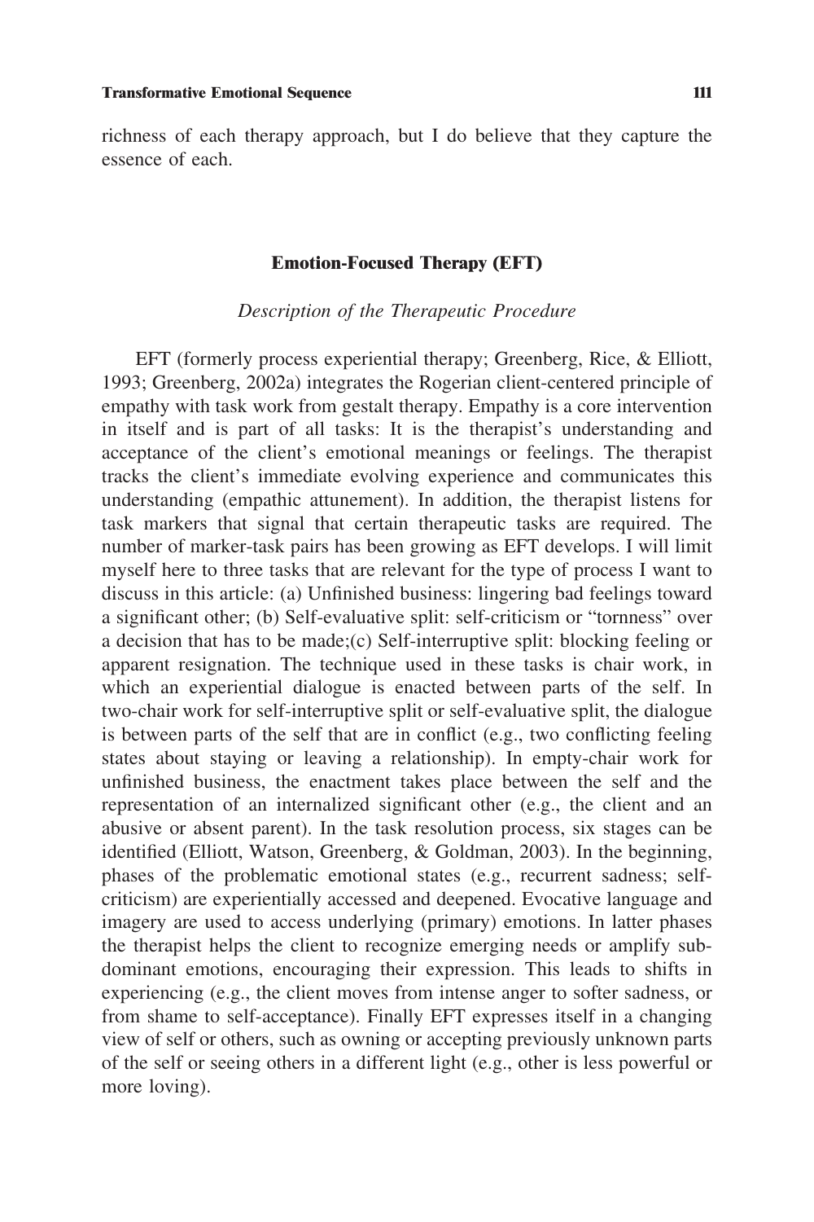richness of each therapy approach, but I do believe that they capture the essence of each.

## Emotion-Focused Therapy (EFT)

### *Description of the Therapeutic Procedure*

EFT (formerly process experiential therapy; Greenberg, Rice, & Elliott, 1993; Greenberg, 2002a) integrates the Rogerian client-centered principle of empathy with task work from gestalt therapy. Empathy is a core intervention in itself and is part of all tasks: It is the therapist's understanding and acceptance of the client's emotional meanings or feelings. The therapist tracks the client's immediate evolving experience and communicates this understanding (empathic attunement). In addition, the therapist listens for task markers that signal that certain therapeutic tasks are required. The number of marker-task pairs has been growing as EFT develops. I will limit myself here to three tasks that are relevant for the type of process I want to discuss in this article: (a) Unfinished business: lingering bad feelings toward a significant other; (b) Self-evaluative split: self-criticism or "tornness" over a decision that has to be made;(c) Self-interruptive split: blocking feeling or apparent resignation. The technique used in these tasks is chair work, in which an experiential dialogue is enacted between parts of the self. In two-chair work for self-interruptive split or self-evaluative split, the dialogue is between parts of the self that are in conflict (e.g., two conflicting feeling states about staying or leaving a relationship). In empty-chair work for unfinished business, the enactment takes place between the self and the representation of an internalized significant other (e.g., the client and an abusive or absent parent). In the task resolution process, six stages can be identified (Elliott, Watson, Greenberg, & Goldman, 2003). In the beginning, phases of the problematic emotional states (e.g., recurrent sadness; self-criticism) are experientially accessed and deepened. Evocative language and imagery are used to access underlying (primary) emotions. In latter phases the therapist helps the client to recognize emerging needs or amplify sub-dominant emotions, encouraging their expression. This leads to shifts in experiencing (e.g., the client moves from intense anger to softer sadness, or from shame to self-acceptance). Finally EFT expresses itself in a changing view of self or others, such as owning or accepting previously unknown parts of the self or seeing others in a different light (e.g., other is less powerful or more loving).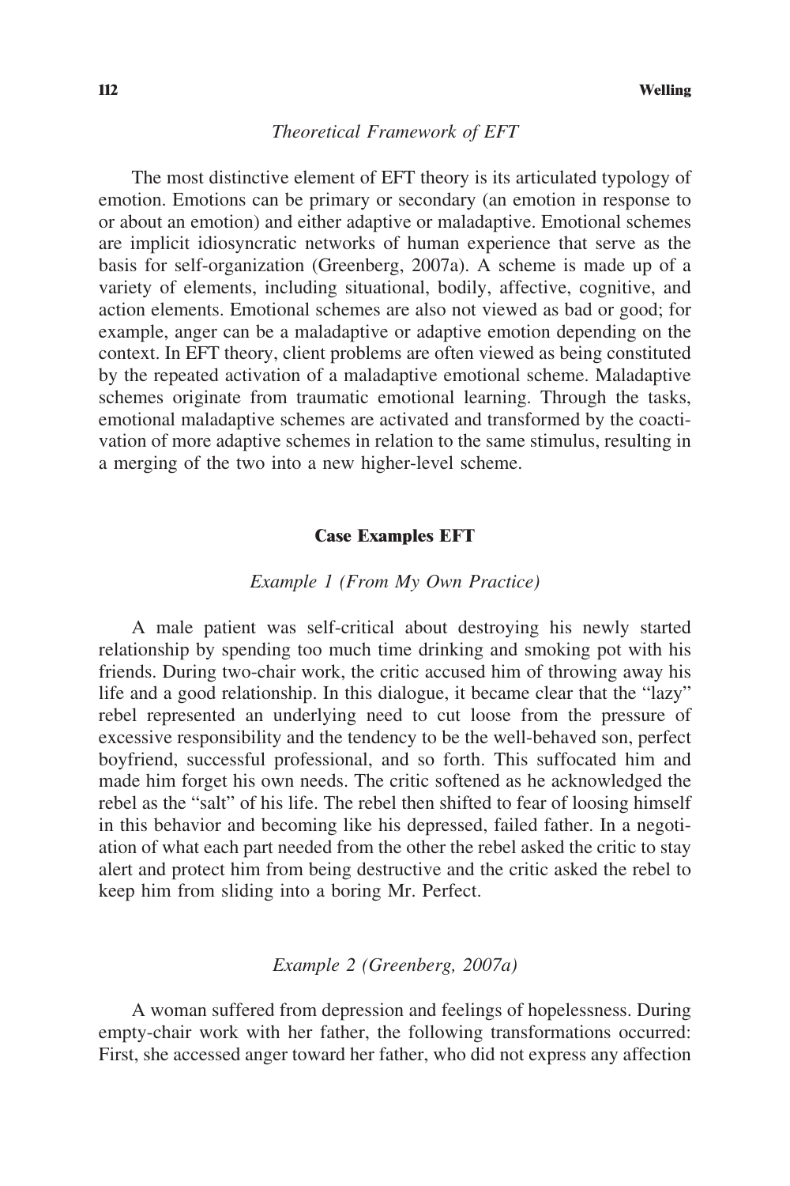### *Theoretical Framework of EFT*

The most distinctive element of EFT theory is its articulated typology of emotion. Emotions can be primary or secondary (an emotion in response to or about an emotion) and either adaptive or maladaptive. Emotional schemes are implicit idiosyncratic networks of human experience that serve as the basis for self-organization (Greenberg, 2007a). A scheme is made up of a variety of elements, including situational, bodily, affective, cognitive, and action elements. Emotional schemes are also not viewed as bad or good; for example, anger can be a maladaptive or adaptive emotion depending on the context. In EFT theory, client problems are often viewed as being constituted by the repeated activation of a maladaptive emotional scheme. Maladaptive schemes originate from traumatic emotional learning. Through the tasks, emotional maladaptive schemes are activated and transformed by the coactivation of more adaptive schemes in relation to the same stimulus, resulting in a merging of the two into a new higher-level scheme.

## Case Examples EFT

### *Example 1 (From My Own Practice)*

A male patient was self-critical about destroying his newly started relationship by spending too much time drinking and smoking pot with his friends. During two-chair work, the critic accused him of throwing away his life and a good relationship. In this dialogue, it became clear that the "lazy" rebel represented an underlying need to cut loose from the pressure of excessive responsibility and the tendency to be the well-behaved son, perfect boyfriend, successful professional, and so forth. This suffocated him and made him forget his own needs. The critic softened as he acknowledged the rebel as the "salt" of his life. The rebel then shifted to fear of loosing himself in this behavior and becoming like his depressed, failed father. In a negotiation of what each part needed from the other the rebel asked the critic to stay alert and protect him from being destructive and the critic asked the rebel to keep him from sliding into a boring Mr. Perfect.

### *Example 2 (Greenberg, 2007a)*

A woman suffered from depression and feelings of hopelessness. During empty-chair work with her father, the following transformations occurred: First, she accessed anger toward her father, who did not express any affection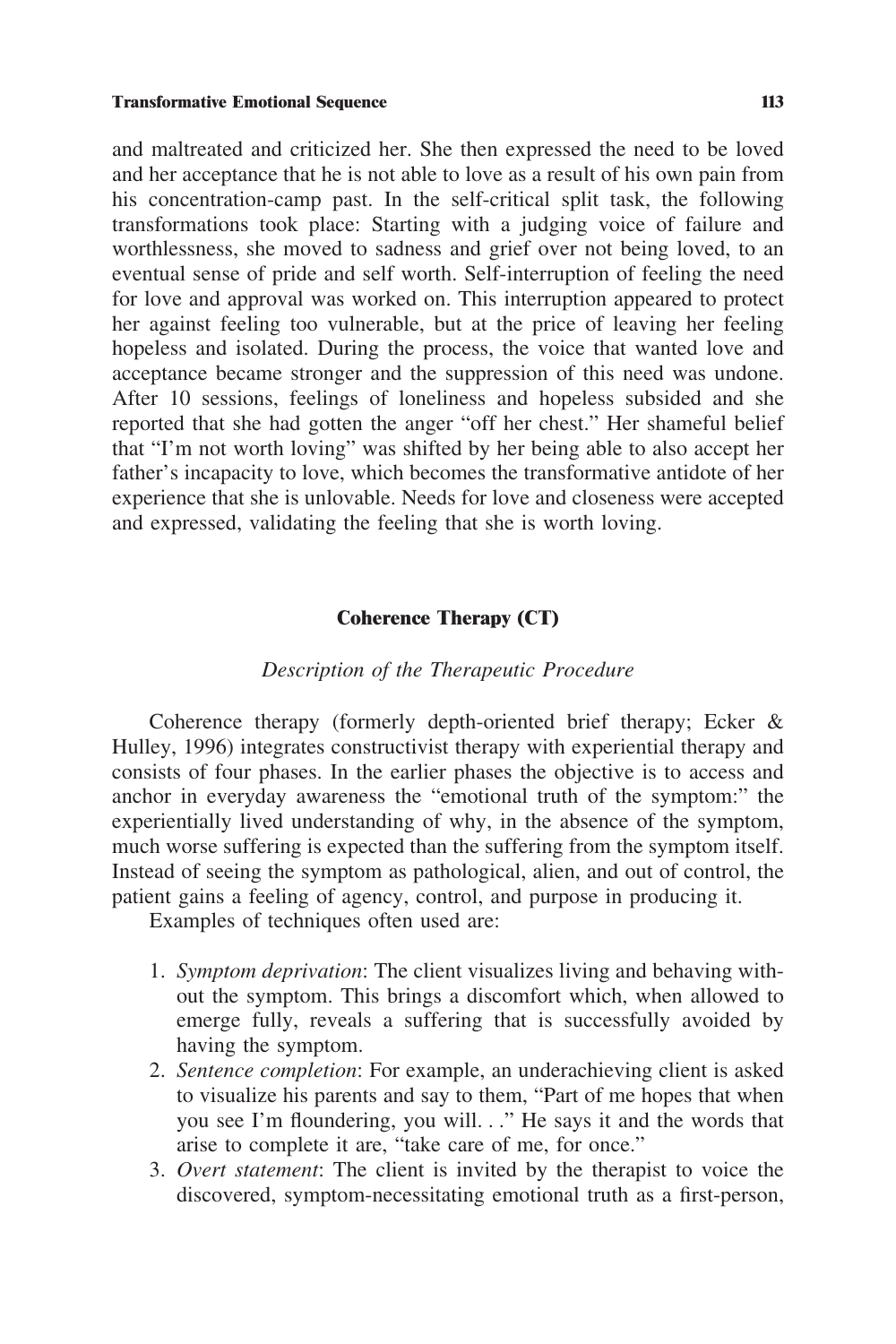and maltreated and criticized her. She then expressed the need to be loved and her acceptance that he is not able to love as a result of his own pain from his concentration-camp past. In the self-critical split task, the following transformations took place: Starting with a judging voice of failure and worthlessness, she moved to sadness and grief over not being loved, to an eventual sense of pride and self worth. Self-interruption of feeling the need for love and approval was worked on. This interruption appeared to protect her against feeling too vulnerable, but at the price of leaving her feeling hopeless and isolated. During the process, the voice that wanted love and acceptance became stronger and the suppression of this need was undone. After 10 sessions, feelings of loneliness and hopeless subsided and she reported that she had gotten the anger "off her chest." Her shameful belief that "I'm not worth loving" was shifted by her being able to also accept her father's incapacity to love, which becomes the transformative antidote of her experience that she is unlovable. Needs for love and closeness were accepted and expressed, validating the feeling that she is worth loving.

## Coherence Therapy (CT)

### *Description of the Therapeutic Procedure*

Coherence therapy (formerly depth-oriented brief therapy; Ecker & Hulley, 1996) integrates constructivist therapy with experiential therapy and consists of four phases. In the earlier phases the objective is to access and anchor in everyday awareness the "emotional truth of the symptom:" the experientially lived understanding of why, in the absence of the symptom, much worse suffering is expected than the suffering from the symptom itself. Instead of seeing the symptom as pathological, alien, and out of control, the patient gains a feeling of agency, control, and purpose in producing it.

Examples of techniques often used are:

1. *Symptom deprivation*: The client visualizes living and behaving without the symptom. This brings a discomfort which, when allowed to emerge fully, reveals a suffering that is successfully avoided by having the symptom.
2. *Sentence completion*: For example, an underachieving client is asked to visualize his parents and say to them, "Part of me hopes that when you see I'm floundering, you will. . ." He says it and the words that arise to complete it are, "take care of me, for once."
3. *Overt statement*: The client is invited by the therapist to voice the discovered, symptom-necessitating emotional truth as a first-person,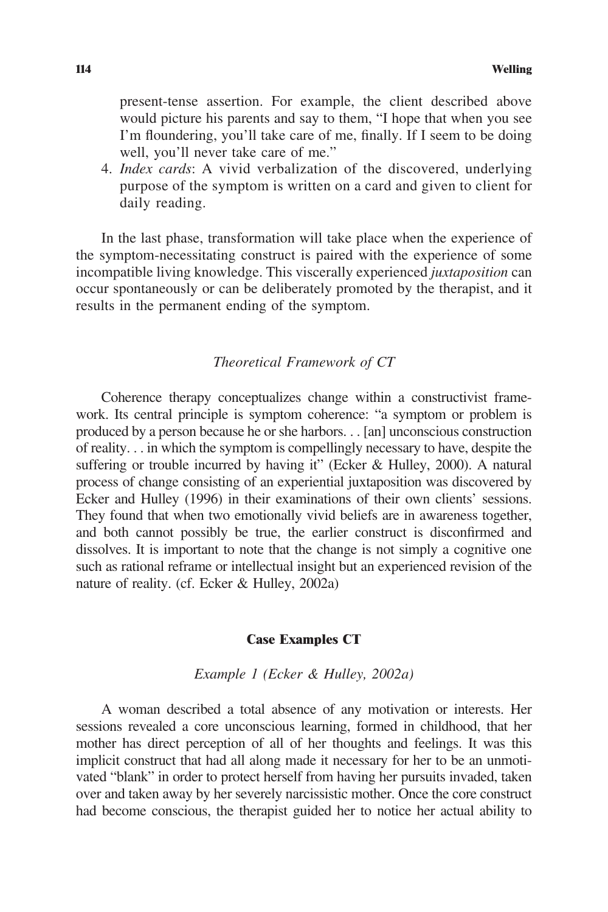present-tense assertion. For example, the client described above would picture his parents and say to them, "I hope that when you see I'm floundering, you'll take care of me, finally. If I seem to be doing well, you'll never take care of me."

4. *Index cards*: A vivid verbalization of the discovered, underlying purpose of the symptom is written on a card and given to client for daily reading.

In the last phase, transformation will take place when the experience of the symptom-necessitating construct is paired with the experience of some incompatible living knowledge. This viscerally experienced *juxtaposition* can occur spontaneously or can be deliberately promoted by the therapist, and it results in the permanent ending of the symptom.

### *Theoretical Framework of CT*

Coherence therapy conceptualizes change within a constructivist framework. Its central principle is symptom coherence: "a symptom or problem is produced by a person because he or she harbors. . . [an] unconscious construction of reality. . . in which the symptom is compellingly necessary to have, despite the suffering or trouble incurred by having it" (Ecker & Hulley, 2000). A natural process of change consisting of an experiential juxtaposition was discovered by Ecker and Hulley (1996) in their examinations of their own clients' sessions. They found that when two emotionally vivid beliefs are in awareness together, and both cannot possibly be true, the earlier construct is disconfirmed and dissolves. It is important to note that the change is not simply a cognitive one such as rational reframe or intellectual insight but an experienced revision of the nature of reality. (cf. Ecker & Hulley, 2002a)

## Case Examples CT

### *Example 1 (Ecker & Hulley, 2002a)*

A woman described a total absence of any motivation or interests. Her sessions revealed a core unconscious learning, formed in childhood, that her mother has direct perception of all of her thoughts and feelings. It was this implicit construct that had all along made it necessary for her to be an unmotivated "blank" in order to protect herself from having her pursuits invaded, taken over and taken away by her severely narcissistic mother. Once the core construct had become conscious, the therapist guided her to notice her actual ability to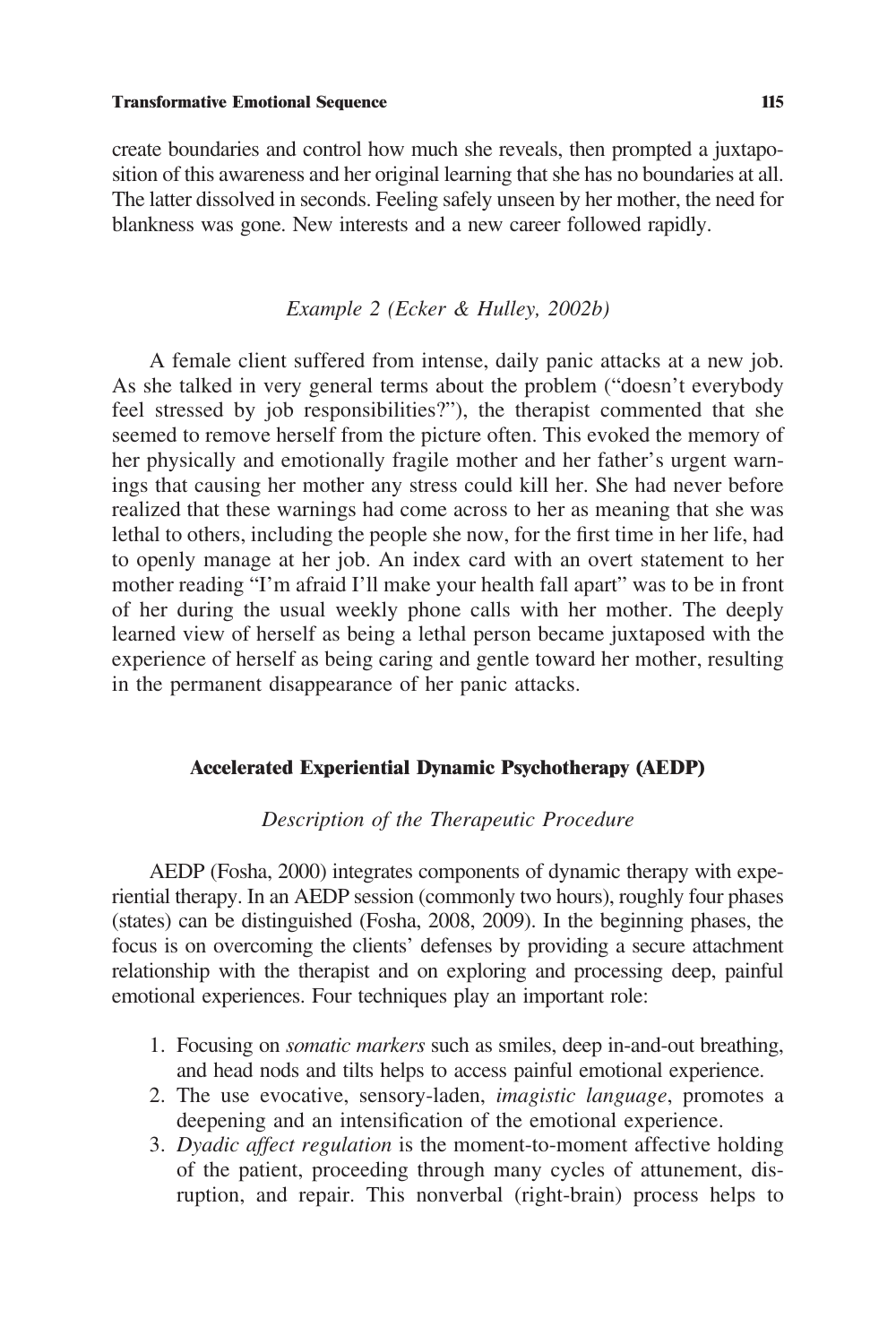create boundaries and control how much she reveals, then prompted a juxtaposition of this awareness and her original learning that she has no boundaries at all. The latter dissolved in seconds. Feeling safely unseen by her mother, the need for blankness was gone. New interests and a new career followed rapidly.

### *Example 2 (Ecker & Hulley, 2002b)*

A female client suffered from intense, daily panic attacks at a new job. As she talked in very general terms about the problem ("doesn't everybody feel stressed by job responsibilities?"), the therapist commented that she seemed to remove herself from the picture often. This evoked the memory of her physically and emotionally fragile mother and her father's urgent warnings that causing her mother any stress could kill her. She had never before realized that these warnings had come across to her as meaning that she was lethal to others, including the people she now, for the first time in her life, had to openly manage at her job. An index card with an overt statement to her mother reading "I'm afraid I'll make your health fall apart" was to be in front of her during the usual weekly phone calls with her mother. The deeply learned view of herself as being a lethal person became juxtaposed with the experience of herself as being caring and gentle toward her mother, resulting in the permanent disappearance of her panic attacks.

## Accelerated Experiential Dynamic Psychotherapy (AEDP)

### *Description of the Therapeutic Procedure*

AEDP (Fosha, 2000) integrates components of dynamic therapy with experiential therapy. In an AEDP session (commonly two hours), roughly four phases (states) can be distinguished (Fosha, 2008, 2009). In the beginning phases, the focus is on overcoming the clients' defenses by providing a secure attachment relationship with the therapist and on exploring and processing deep, painful emotional experiences. Four techniques play an important role:

1. Focusing on *somatic markers* such as smiles, deep in-and-out breathing, and head nods and tilts helps to access painful emotional experience.
2. The use evocative, sensory-laden, *imagistic language*, promotes a deepening and an intensification of the emotional experience.
3. *Dyadic affect regulation* is the moment-to-moment affective holding of the patient, proceeding through many cycles of attunement, disruption, and repair. This nonverbal (right-brain) process helps to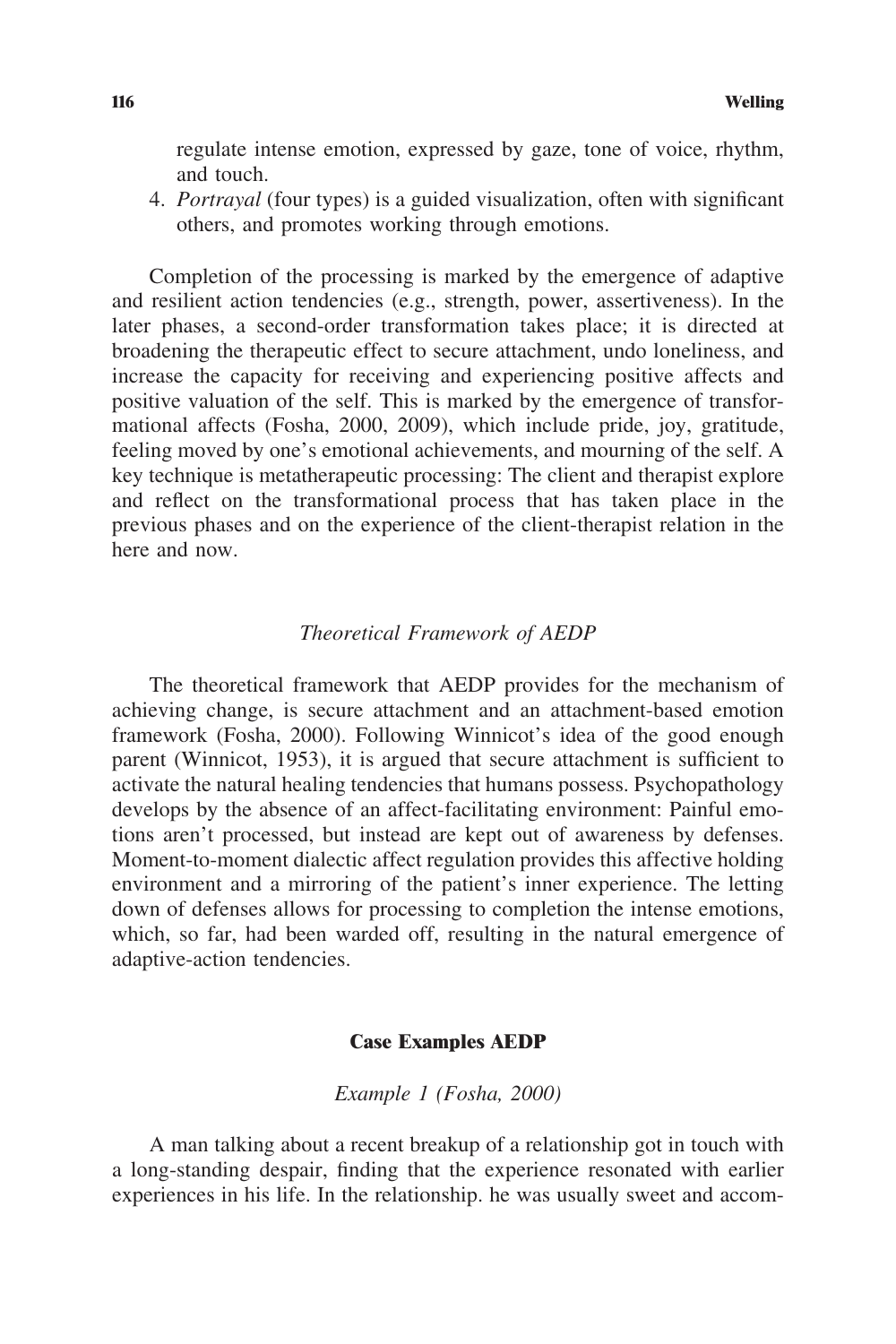regulate intense emotion, expressed by gaze, tone of voice, rhythm, and touch.

4. *Portrayal* (four types) is a guided visualization, often with significant others, and promotes working through emotions.

Completion of the processing is marked by the emergence of adaptive and resilient action tendencies (e.g., strength, power, assertiveness). In the later phases, a second-order transformation takes place; it is directed at broadening the therapeutic effect to secure attachment, undo loneliness, and increase the capacity for receiving and experiencing positive affects and positive valuation of the self. This is marked by the emergence of transformational affects (Fosha, 2000, 2009), which include pride, joy, gratitude, feeling moved by one's emotional achievements, and mourning of the self. A key technique is metatherapeutic processing: The client and therapist explore and reflect on the transformational process that has taken place in the previous phases and on the experience of the client-therapist relation in the here and now.

### *Theoretical Framework of AEDP*

The theoretical framework that AEDP provides for the mechanism of achieving change, is secure attachment and an attachment-based emotion framework (Fosha, 2000). Following Winnicot's idea of the good enough parent (Winnicot, 1953), it is argued that secure attachment is sufficient to activate the natural healing tendencies that humans possess. Psychopathology develops by the absence of an affect-facilitating environment: Painful emotions aren't processed, but instead are kept out of awareness by defenses. Moment-to-moment dialectic affect regulation provides this affective holding environment and a mirroring of the patient's inner experience. The letting down of defenses allows for processing to completion the intense emotions, which, so far, had been warded off, resulting in the natural emergence of adaptive-action tendencies.

## **Case Examples AEDP**

### *Example 1 (Fosha, 2000)*

A man talking about a recent breakup of a relationship got in touch with a long-standing despair, finding that the experience resonated with earlier experiences in his life. In the relationship. he was usually sweet and accom-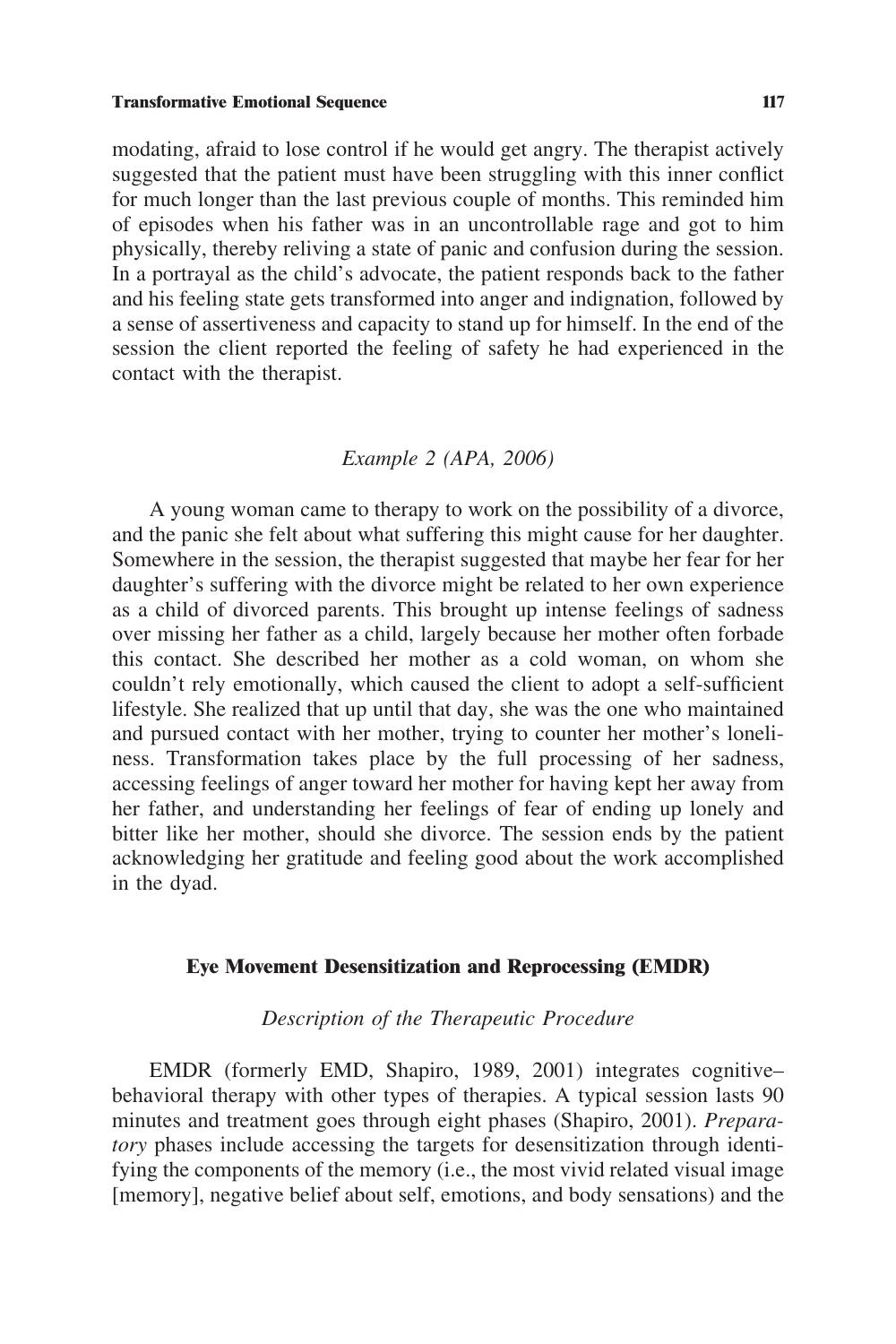modating, afraid to lose control if he would get angry. The therapist actively suggested that the patient must have been struggling with this inner conflict for much longer than the last previous couple of months. This reminded him of episodes when his father was in an uncontrollable rage and got to him physically, thereby reliving a state of panic and confusion during the session. In a portrayal as the child's advocate, the patient responds back to the father and his feeling state gets transformed into anger and indignation, followed by a sense of assertiveness and capacity to stand up for himself. In the end of the session the client reported the feeling of safety he had experienced in the contact with the therapist.

### *Example 2 (APA, 2006)*

A young woman came to therapy to work on the possibility of a divorce, and the panic she felt about what suffering this might cause for her daughter. Somewhere in the session, the therapist suggested that maybe her fear for her daughter's suffering with the divorce might be related to her own experience as a child of divorced parents. This brought up intense feelings of sadness over missing her father as a child, largely because her mother often forbade this contact. She described her mother as a cold woman, on whom she couldn't rely emotionally, which caused the client to adopt a self-sufficient lifestyle. She realized that up until that day, she was the one who maintained and pursued contact with her mother, trying to counter her mother's loneliness. Transformation takes place by the full processing of her sadness, accessing feelings of anger toward her mother for having kept her away from her father, and understanding her feelings of fear of ending up lonely and bitter like her mother, should she divorce. The session ends by the patient acknowledging her gratitude and feeling good about the work accomplished in the dyad.

## Eye Movement Desensitization and Reprocessing (EMDR)

### *Description of the Therapeutic Procedure*

EMDR (formerly EMD, Shapiro, 1989, 2001) integrates cognitive–behavioral therapy with other types of therapies. A typical session lasts 90 minutes and treatment goes through eight phases (Shapiro, 2001). *Preparatory* phases include accessing the targets for desensitization through identifying the components of the memory (i.e., the most vivid related visual image [memory], negative belief about self, emotions, and body sensations) and the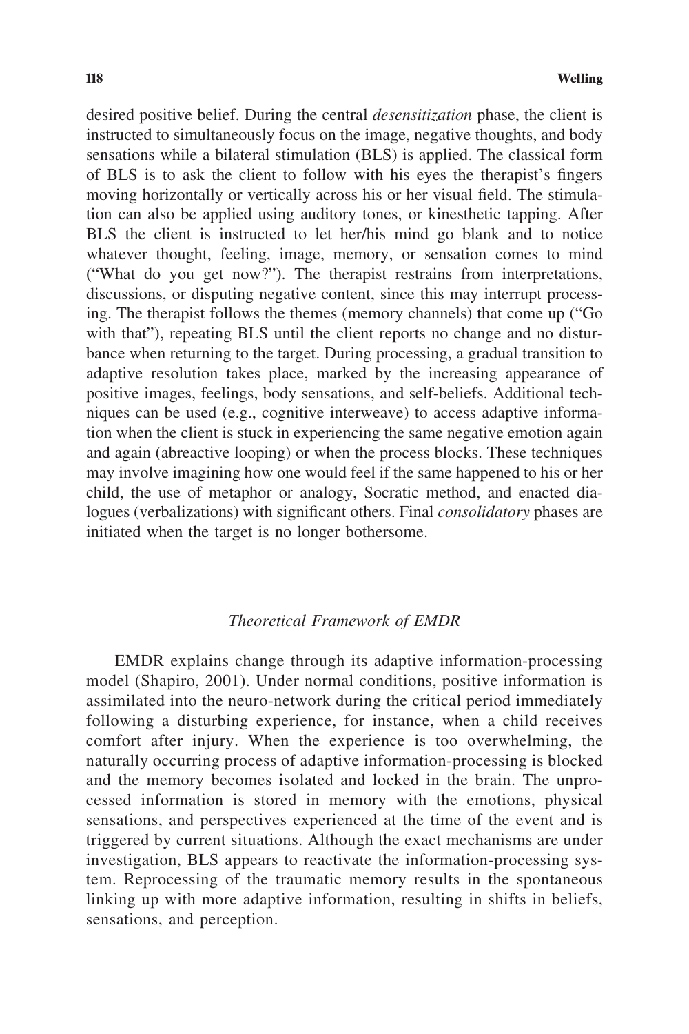desired positive belief. During the central *desensitization* phase, the client is instructed to simultaneously focus on the image, negative thoughts, and body sensations while a bilateral stimulation (BLS) is applied. The classical form of BLS is to ask the client to follow with his eyes the therapist's fingers moving horizontally or vertically across his or her visual field. The stimulation can also be applied using auditory tones, or kinesthetic tapping. After BLS the client is instructed to let her/his mind go blank and to notice whatever thought, feeling, image, memory, or sensation comes to mind ("What do you get now?"). The therapist restrains from interpretations, discussions, or disputing negative content, since this may interrupt processing. The therapist follows the themes (memory channels) that come up ("Go with that"), repeating BLS until the client reports no change and no disturbance when returning to the target. During processing, a gradual transition to adaptive resolution takes place, marked by the increasing appearance of positive images, feelings, body sensations, and self-beliefs. Additional techniques can be used (e.g., cognitive interweave) to access adaptive information when the client is stuck in experiencing the same negative emotion again and again (abreactive looping) or when the process blocks. These techniques may involve imagining how one would feel if the same happened to his or her child, the use of metaphor or analogy, Socratic method, and enacted dialogues (verbalizations) with significant others. Final *consolidatory* phases are initiated when the target is no longer bothersome.

### *Theoretical Framework of EMDR*

EMDR explains change through its adaptive information-processing model (Shapiro, 2001). Under normal conditions, positive information is assimilated into the neuro-network during the critical period immediately following a disturbing experience, for instance, when a child receives comfort after injury. When the experience is too overwhelming, the naturally occurring process of adaptive information-processing is blocked and the memory becomes isolated and locked in the brain. The unprocessed information is stored in memory with the emotions, physical sensations, and perspectives experienced at the time of the event and is triggered by current situations. Although the exact mechanisms are under investigation, BLS appears to reactivate the information-processing system. Reprocessing of the traumatic memory results in the spontaneous linking up with more adaptive information, resulting in shifts in beliefs, sensations, and perception.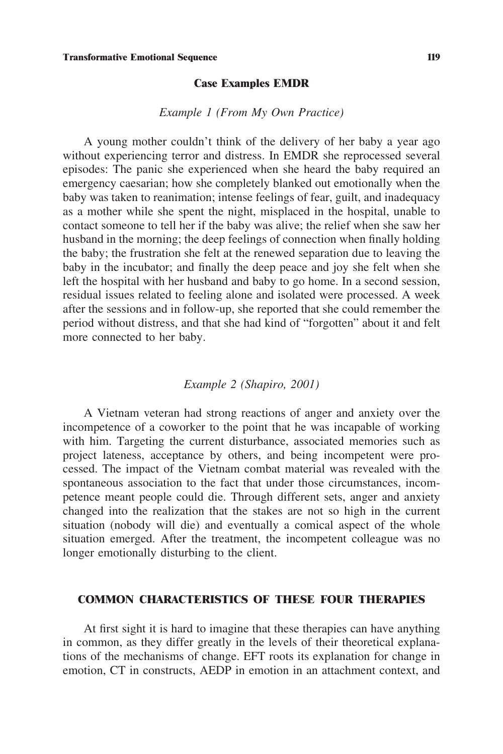### Case Examples EMDR

*Example 1 (From My Own Practice)*

A young mother couldn't think of the delivery of her baby a year ago without experiencing terror and distress. In EMDR she reprocessed several episodes: The panic she experienced when she heard the baby required an emergency caesarian; how she completely blanked out emotionally when the baby was taken to reanimation; intense feelings of fear, guilt, and inadequacy as a mother while she spent the night, misplaced in the hospital, unable to contact someone to tell her if the baby was alive; the relief when she saw her husband in the morning; the deep feelings of connection when finally holding the baby; the frustration she felt at the renewed separation due to leaving the baby in the incubator; and finally the deep peace and joy she felt when she left the hospital with her husband and baby to go home. In a second session, residual issues related to feeling alone and isolated were processed. A week after the sessions and in follow-up, she reported that she could remember the period without distress, and that she had kind of "forgotten" about it and felt more connected to her baby.

*Example 2 (Shapiro, 2001)*

A Vietnam veteran had strong reactions of anger and anxiety over the incompetence of a coworker to the point that he was incapable of working with him. Targeting the current disturbance, associated memories such as project lateness, acceptance by others, and being incompetent were processed. The impact of the Vietnam combat material was revealed with the spontaneous association to the fact that under those circumstances, incompetence meant people could die. Through different sets, anger and anxiety changed into the realization that the stakes are not so high in the current situation (nobody will die) and eventually a comical aspect of the whole situation emerged. After the treatment, the incompetent colleague was no longer emotionally disturbing to the client.

## COMMON CHARACTERISTICS OF THESE FOUR THERAPIES

At first sight it is hard to imagine that these therapies can have anything in common, as they differ greatly in the levels of their theoretical explanations of the mechanisms of change. EFT roots its explanation for change in emotion, CT in constructs, AEDP in emotion in an attachment context, and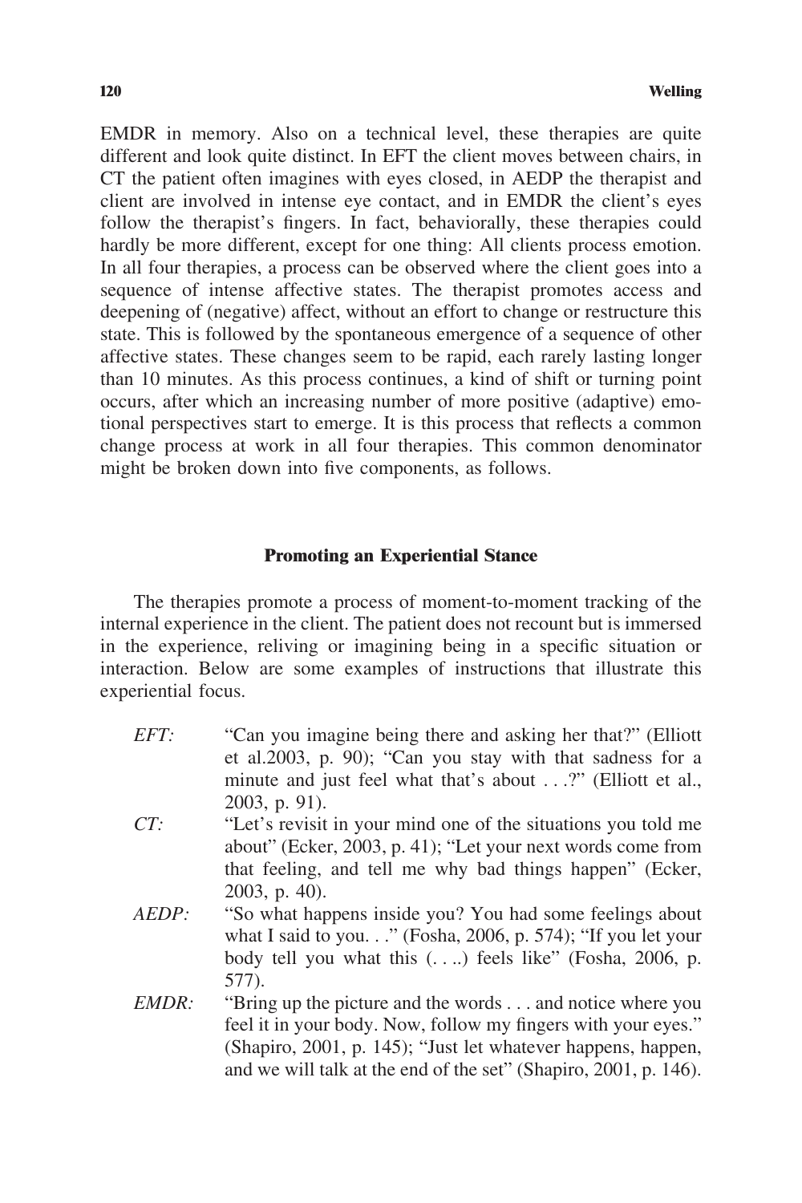EMDR in memory. Also on a technical level, these therapies are quite different and look quite distinct. In EFT the client moves between chairs, in CT the patient often imagines with eyes closed, in AEDP the therapist and client are involved in intense eye contact, and in EMDR the client's eyes follow the therapist's fingers. In fact, behaviorally, these therapies could hardly be more different, except for one thing: All clients process emotion. In all four therapies, a process can be observed where the client goes into a sequence of intense affective states. The therapist promotes access and deepening of (negative) affect, without an effort to change or restructure this state. This is followed by the spontaneous emergence of a sequence of other affective states. These changes seem to be rapid, each rarely lasting longer than 10 minutes. As this process continues, a kind of shift or turning point occurs, after which an increasing number of more positive (adaptive) emotional perspectives start to emerge. It is this process that reflects a common change process at work in all four therapies. This common denominator might be broken down into five components, as follows.

## Promoting an Experiential Stance

The therapies promote a process of moment-to-moment tracking of the internal experience in the client. The patient does not recount but is immersed in the experience, reliving or imagining being in a specific situation or interaction. Below are some examples of instructions that illustrate this experiential focus.

*EFT:* "Can you imagine being there and asking her that?" (Elliott et al.2003, p. 90); "Can you stay with that sadness for a minute and just feel what that's about . . .?" (Elliott et al., 2003, p. 91).

*CT:* "Let's revisit in your mind one of the situations you told me about" (Ecker, 2003, p. 41); "Let your next words come from that feeling, and tell me why bad things happen" (Ecker, 2003, p. 40).

*AEDP:* "So what happens inside you? You had some feelings about what I said to you. . ." (Fosha, 2006, p. 574); "If you let your body tell you what this (. . ..) feels like" (Fosha, 2006, p. 577).

*EMDR:* "Bring up the picture and the words . . . and notice where you feel it in your body. Now, follow my fingers with your eyes." (Shapiro, 2001, p. 145); "Just let whatever happens, happen, and we will talk at the end of the set" (Shapiro, 2001, p. 146).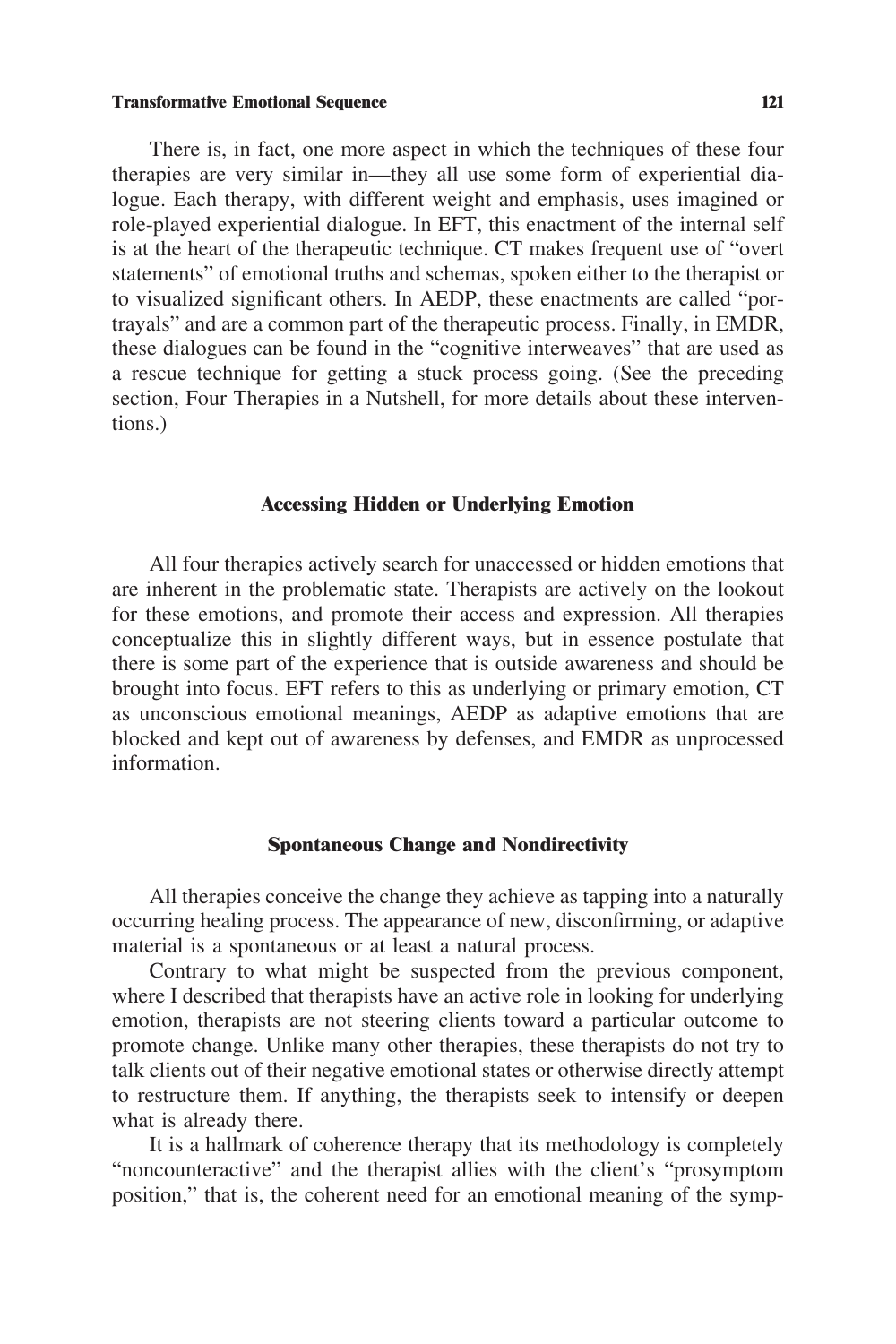There is, in fact, one more aspect in which the techniques of these four therapies are very similar in—they all use some form of experiential dialogue. Each therapy, with different weight and emphasis, uses imagined or role-played experiential dialogue. In EFT, this enactment of the internal self is at the heart of the therapeutic technique. CT makes frequent use of "overt statements" of emotional truths and schemas, spoken either to the therapist or to visualized significant others. In AEDP, these enactments are called "portrayals" and are a common part of the therapeutic process. Finally, in EMDR, these dialogues can be found in the "cognitive interweaves" that are used as a rescue technique for getting a stuck process going. (See the preceding section, Four Therapies in a Nutshell, for more details about these interventions.)

### Accessing Hidden or Underlying Emotion

All four therapies actively search for unaccessed or hidden emotions that are inherent in the problematic state. Therapists are actively on the lookout for these emotions, and promote their access and expression. All therapies conceptualize this in slightly different ways, but in essence postulate that there is some part of the experience that is outside awareness and should be brought into focus. EFT refers to this as underlying or primary emotion, CT as unconscious emotional meanings, AEDP as adaptive emotions that are blocked and kept out of awareness by defenses, and EMDR as unprocessed information.

### Spontaneous Change and Nondirectivity

All therapies conceive the change they achieve as tapping into a naturally occurring healing process. The appearance of new, disconfirming, or adaptive material is a spontaneous or at least a natural process.

Contrary to what might be suspected from the previous component, where I described that therapists have an active role in looking for underlying emotion, therapists are not steering clients toward a particular outcome to promote change. Unlike many other therapies, these therapists do not try to talk clients out of their negative emotional states or otherwise directly attempt to restructure them. If anything, the therapists seek to intensify or deepen what is already there.

It is a hallmark of coherence therapy that its methodology is completely "noncounteractive" and the therapist allies with the client's "prosymptom position," that is, the coherent need for an emotional meaning of the symp-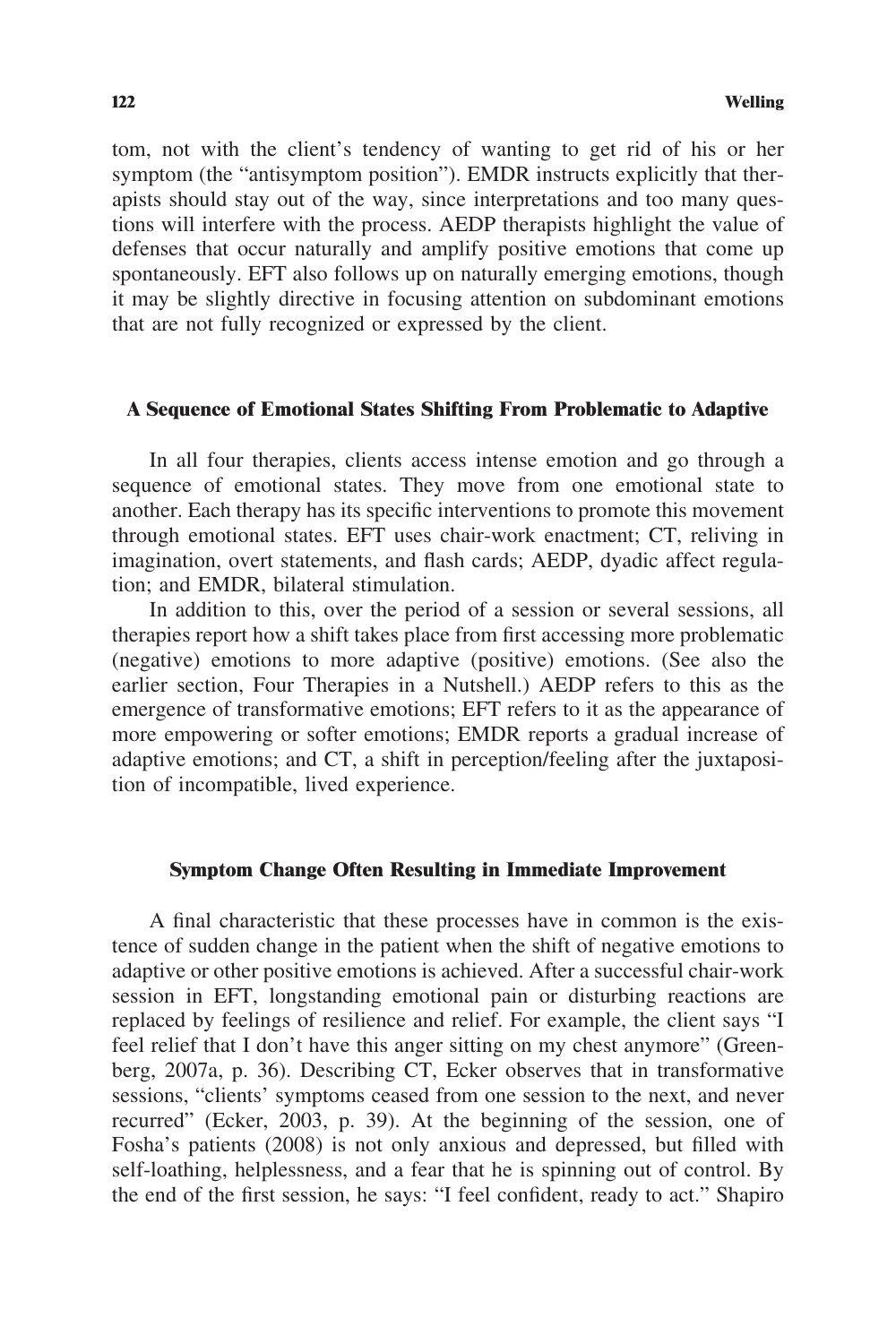tom, not with the client's tendency of wanting to get rid of his or her symptom (the "antisymptom position"). EMDR instructs explicitly that therapists should stay out of the way, since interpretations and too many questions will interfere with the process. AEDP therapists highlight the value of defenses that occur naturally and amplify positive emotions that come up spontaneously. EFT also follows up on naturally emerging emotions, though it may be slightly directive in focusing attention on subdominant emotions that are not fully recognized or expressed by the client.

### A Sequence of Emotional States Shifting From Problematic to Adaptive

In all four therapies, clients access intense emotion and go through a sequence of emotional states. They move from one emotional state to another. Each therapy has its specific interventions to promote this movement through emotional states. EFT uses chair-work enactment; CT, reliving in imagination, overt statements, and flash cards; AEDP, dyadic affect regulation; and EMDR, bilateral stimulation.

In addition to this, over the period of a session or several sessions, all therapies report how a shift takes place from first accessing more problematic (negative) emotions to more adaptive (positive) emotions. (See also the earlier section, Four Therapies in a Nutshell.) AEDP refers to this as the emergence of transformative emotions; EFT refers to it as the appearance of more empowering or softer emotions; EMDR reports a gradual increase of adaptive emotions; and CT, a shift in perception/feeling after the juxtaposition of incompatible, lived experience.

### Symptom Change Often Resulting in Immediate Improvement

A final characteristic that these processes have in common is the existence of sudden change in the patient when the shift of negative emotions to adaptive or other positive emotions is achieved. After a successful chair-work session in EFT, longstanding emotional pain or disturbing reactions are replaced by feelings of resilience and relief. For example, the client says "I feel relief that I don't have this anger sitting on my chest anymore" (Greenberg, 2007a, p. 36). Describing CT, Ecker observes that in transformative sessions, "clients' symptoms ceased from one session to the next, and never recurred" (Ecker, 2003, p. 39). At the beginning of the session, one of Fosha's patients (2008) is not only anxious and depressed, but filled with self-loathing, helplessness, and a fear that he is spinning out of control. By the end of the first session, he says: "I feel confident, ready to act." Shapiro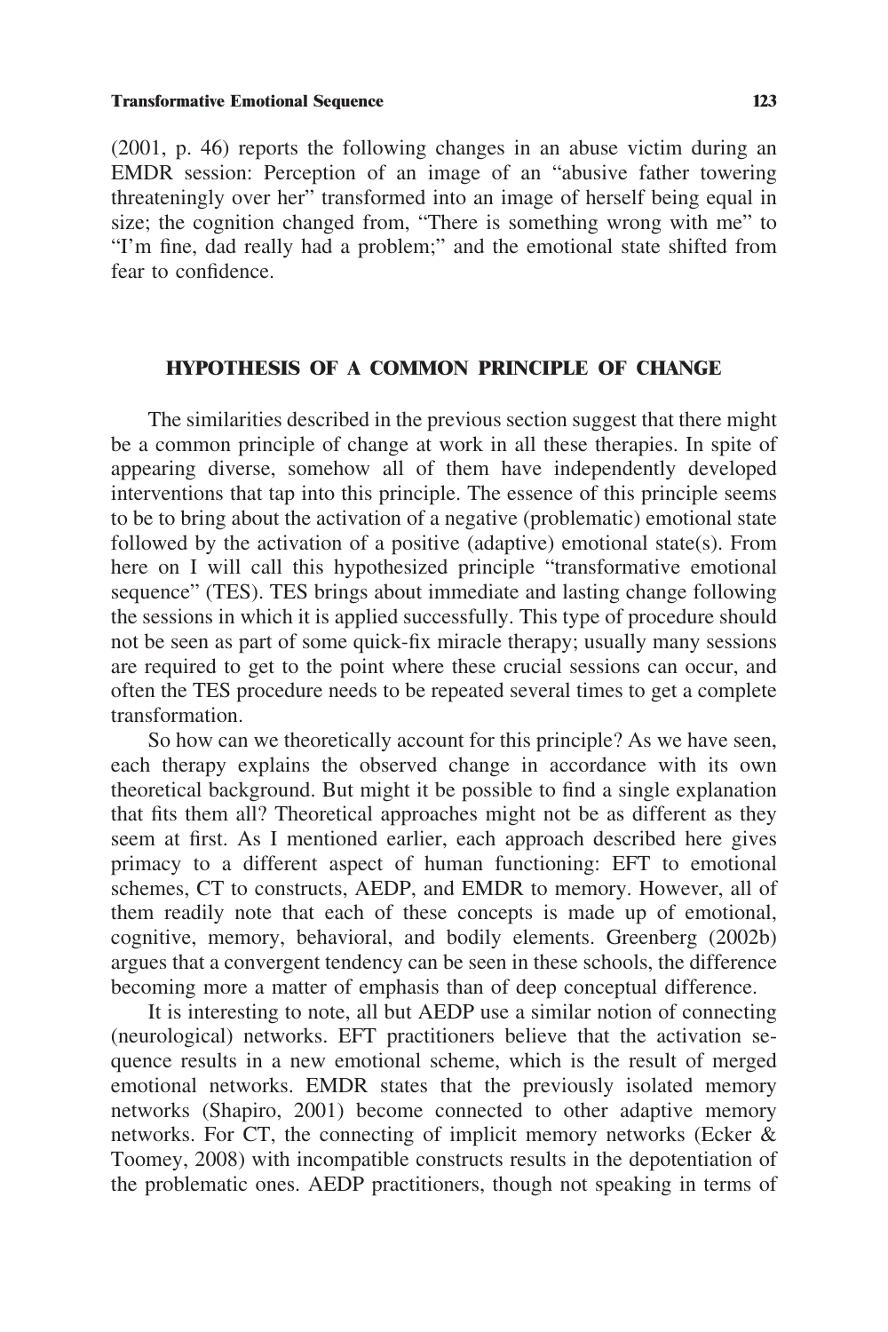(2001, p. 46) reports the following changes in an abuse victim during an EMDR session: Perception of an image of an "abusive father towering threateningly over her" transformed into an image of herself being equal in size; the cognition changed from, "There is something wrong with me" to "I'm fine, dad really had a problem;" and the emotional state shifted from fear to confidence.

## HYPOTHESIS OF A COMMON PRINCIPLE OF CHANGE

The similarities described in the previous section suggest that there might be a common principle of change at work in all these therapies. In spite of appearing diverse, somehow all of them have independently developed interventions that tap into this principle. The essence of this principle seems to be to bring about the activation of a negative (problematic) emotional state followed by the activation of a positive (adaptive) emotional state(s). From here on I will call this hypothesized principle "transformative emotional sequence" (TES). TES brings about immediate and lasting change following the sessions in which it is applied successfully. This type of procedure should not be seen as part of some quick-fix miracle therapy; usually many sessions are required to get to the point where these crucial sessions can occur, and often the TES procedure needs to be repeated several times to get a complete transformation.

So how can we theoretically account for this principle? As we have seen, each therapy explains the observed change in accordance with its own theoretical background. But might it be possible to find a single explanation that fits them all? Theoretical approaches might not be as different as they seem at first. As I mentioned earlier, each approach described here gives primacy to a different aspect of human functioning: EFT to emotional schemes, CT to constructs, AEDP, and EMDR to memory. However, all of them readily note that each of these concepts is made up of emotional, cognitive, memory, behavioral, and bodily elements. Greenberg (2002b) argues that a convergent tendency can be seen in these schools, the difference becoming more a matter of emphasis than of deep conceptual difference.

It is interesting to note, all but AEDP use a similar notion of connecting (neurological) networks. EFT practitioners believe that the activation sequence results in a new emotional scheme, which is the result of merged emotional networks. EMDR states that the previously isolated memory networks (Shapiro, 2001) become connected to other adaptive memory networks. For CT, the connecting of implicit memory networks (Ecker & Toomey, 2008) with incompatible constructs results in the depotentiation of the problematic ones. AEDP practitioners, though not speaking in terms of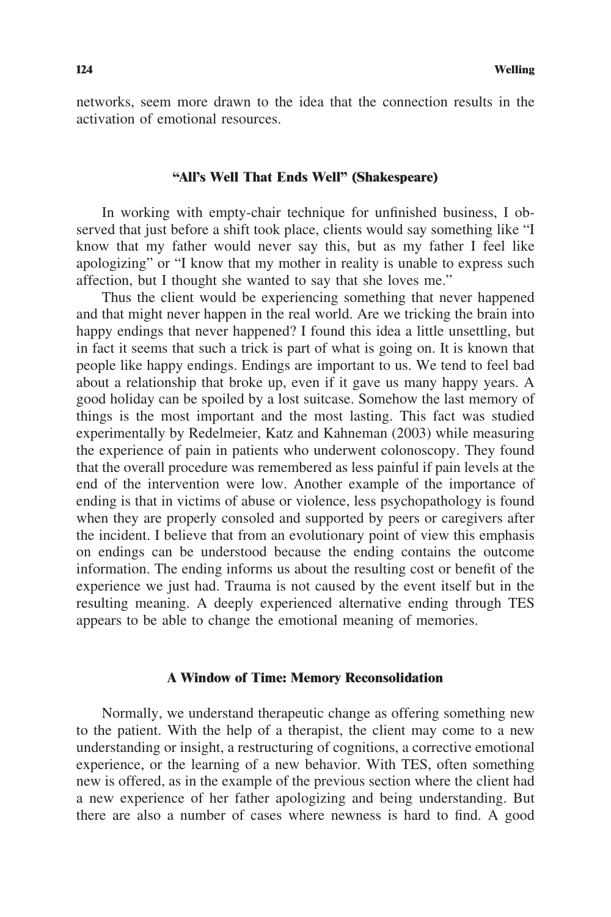networks, seem more drawn to the idea that the connection results in the activation of emotional resources.

### "All's Well That Ends Well" (Shakespeare)

In working with empty-chair technique for unfinished business, I observed that just before a shift took place, clients would say something like "I know that my father would never say this, but as my father I feel like apologizing" or "I know that my mother in reality is unable to express such affection, but I thought she wanted to say that she loves me."

Thus the client would be experiencing something that never happened and that might never happen in the real world. Are we tricking the brain into happy endings that never happened? I found this idea a little unsettling, but in fact it seems that such a trick is part of what is going on. It is known that people like happy endings. Endings are important to us. We tend to feel bad about a relationship that broke up, even if it gave us many happy years. A good holiday can be spoiled by a lost suitcase. Somehow the last memory of things is the most important and the most lasting. This fact was studied experimentally by Redelmeier, Katz and Kahneman (2003) while measuring the experience of pain in patients who underwent colonoscopy. They found that the overall procedure was remembered as less painful if pain levels at the end of the intervention were low. Another example of the importance of ending is that in victims of abuse or violence, less psychopathology is found when they are properly consoled and supported by peers or caregivers after the incident. I believe that from an evolutionary point of view this emphasis on endings can be understood because the ending contains the outcome information. The ending informs us about the resulting cost or benefit of the experience we just had. Trauma is not caused by the event itself but in the resulting meaning. A deeply experienced alternative ending through TES appears to be able to change the emotional meaning of memories.

### A Window of Time: Memory Reconsolidation

Normally, we understand therapeutic change as offering something new to the patient. With the help of a therapist, the client may come to a new understanding or insight, a restructuring of cognitions, a corrective emotional experience, or the learning of a new behavior. With TES, often something new is offered, as in the example of the previous section where the client had a new experience of her father apologizing and being understanding. But there are also a number of cases where newness is hard to find. A good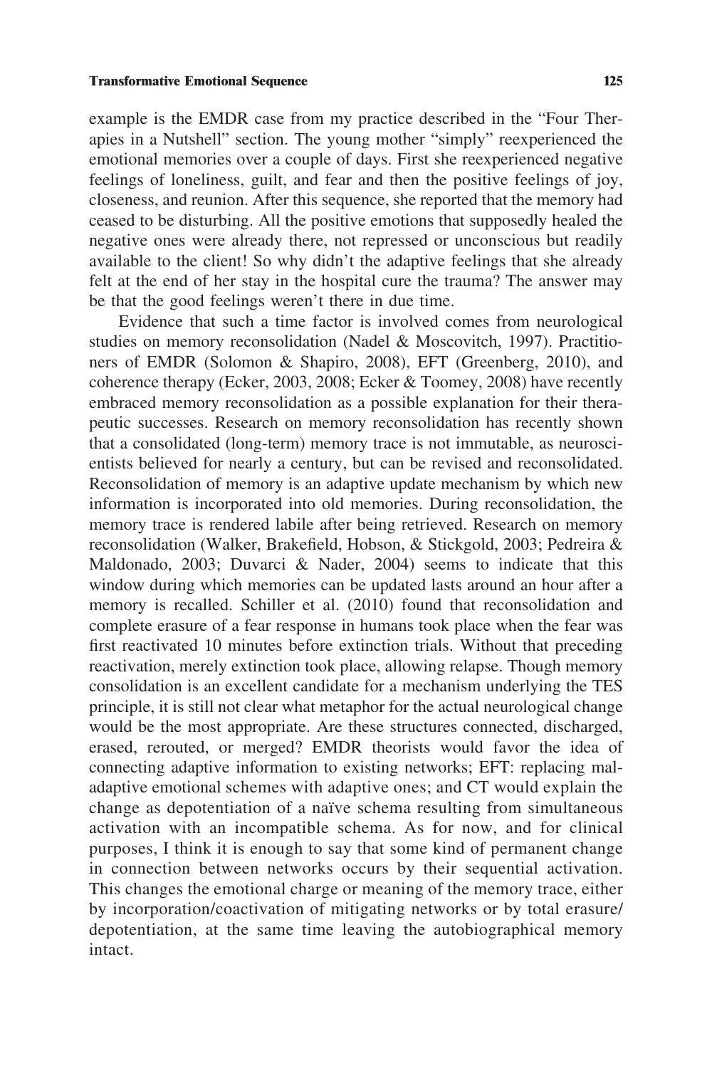example is the EMDR case from my practice described in the "Four Therapies in a Nutshell" section. The young mother "simply" reexperienced the emotional memories over a couple of days. First she reexperienced negative feelings of loneliness, guilt, and fear and then the positive feelings of joy, closeness, and reunion. After this sequence, she reported that the memory had ceased to be disturbing. All the positive emotions that supposedly healed the negative ones were already there, not repressed or unconscious but readily available to the client! So why didn't the adaptive feelings that she already felt at the end of her stay in the hospital cure the trauma? The answer may be that the good feelings weren't there in due time.

Evidence that such a time factor is involved comes from neurological studies on memory reconsolidation (Nadel & Moscovitch, 1997). Practitioners of EMDR (Solomon & Shapiro, 2008), EFT (Greenberg, 2010), and coherence therapy (Ecker, 2003, 2008; Ecker & Toomey, 2008) have recently embraced memory reconsolidation as a possible explanation for their therapeutic successes. Research on memory reconsolidation has recently shown that a consolidated (long-term) memory trace is not immutable, as neuroscientists believed for nearly a century, but can be revised and reconsolidated. Reconsolidation of memory is an adaptive update mechanism by which new information is incorporated into old memories. During reconsolidation, the memory trace is rendered labile after being retrieved. Research on memory reconsolidation (Walker, Brakefield, Hobson, & Stickgold, 2003; Pedreira & Maldonado, 2003; Duvarci & Nader, 2004) seems to indicate that this window during which memories can be updated lasts around an hour after a memory is recalled. Schiller et al. (2010) found that reconsolidation and complete erasure of a fear response in humans took place when the fear was first reactivated 10 minutes before extinction trials. Without that preceding reactivation, merely extinction took place, allowing relapse. Though memory consolidation is an excellent candidate for a mechanism underlying the TES principle, it is still not clear what metaphor for the actual neurological change would be the most appropriate. Are these structures connected, discharged, erased, rerouted, or merged? EMDR theorists would favor the idea of connecting adaptive information to existing networks; EFT: replacing maladaptive emotional schemes with adaptive ones; and CT would explain the change as depotentiation of a naïve schema resulting from simultaneous activation with an incompatible schema. As for now, and for clinical purposes, I think it is enough to say that some kind of permanent change in connection between networks occurs by their sequential activation. This changes the emotional charge or meaning of the memory trace, either by incorporation/coactivation of mitigating networks or by total erasure/depotentiation, at the same time leaving the autobiographical memory intact.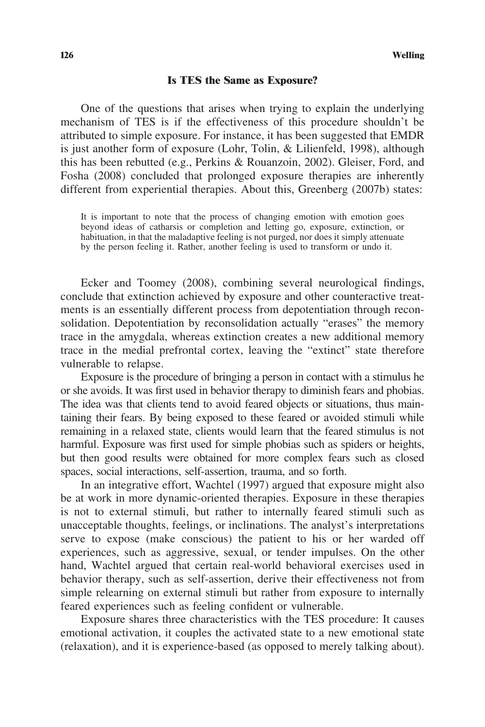### Is TES the Same as Exposure?

One of the questions that arises when trying to explain the underlying mechanism of TES is if the effectiveness of this procedure shouldn't be attributed to simple exposure. For instance, it has been suggested that EMDR is just another form of exposure (Lohr, Tolin, & Lilienfeld, 1998), although this has been rebutted (e.g., Perkins & Rouanzoin, 2002). Gleiser, Ford, and Fosha (2008) concluded that prolonged exposure therapies are inherently different from experiential therapies. About this, Greenberg (2007b) states:

> It is important to note that the process of changing emotion with emotion goes beyond ideas of catharsis or completion and letting go, exposure, extinction, or habituation, in that the maladaptive feeling is not purged, nor does it simply attenuate by the person feeling it. Rather, another feeling is used to transform or undo it.

Ecker and Toomey (2008), combining several neurological findings, conclude that extinction achieved by exposure and other counteractive treatments is an essentially different process from depotentiation through reconsolidation. Depotentiation by reconsolidation actually "erases" the memory trace in the amygdala, whereas extinction creates a new additional memory trace in the medial prefrontal cortex, leaving the "extinct" state therefore vulnerable to relapse.

Exposure is the procedure of bringing a person in contact with a stimulus he or she avoids. It was first used in behavior therapy to diminish fears and phobias. The idea was that clients tend to avoid feared objects or situations, thus maintaining their fears. By being exposed to these feared or avoided stimuli while remaining in a relaxed state, clients would learn that the feared stimulus is not harmful. Exposure was first used for simple phobias such as spiders or heights, but then good results were obtained for more complex fears such as closed spaces, social interactions, self-assertion, trauma, and so forth.

In an integrative effort, Wachtel (1997) argued that exposure might also be at work in more dynamic-oriented therapies. Exposure in these therapies is not to external stimuli, but rather to internally feared stimuli such as unacceptable thoughts, feelings, or inclinations. The analyst's interpretations serve to expose (make conscious) the patient to his or her warded off experiences, such as aggressive, sexual, or tender impulses. On the other hand, Wachtel argued that certain real-world behavioral exercises used in behavior therapy, such as self-assertion, derive their effectiveness not from simple relearning on external stimuli but rather from exposure to internally feared experiences such as feeling confident or vulnerable.

Exposure shares three characteristics with the TES procedure: It causes emotional activation, it couples the activated state to a new emotional state (relaxation), and it is experience-based (as opposed to merely talking about).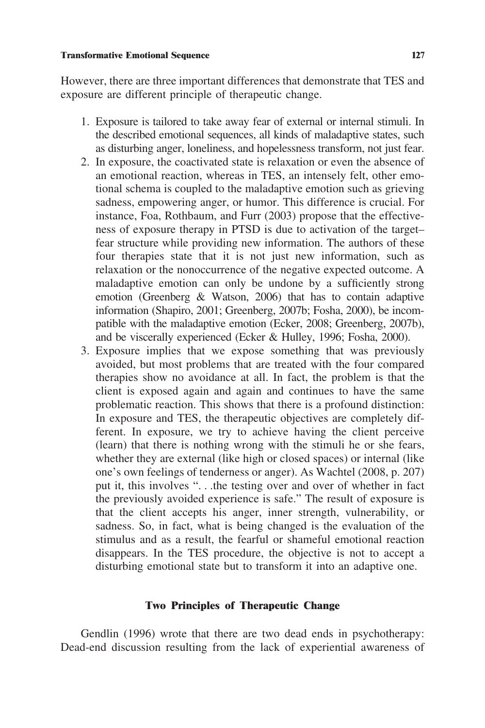However, there are three important differences that demonstrate that TES and exposure are different principle of therapeutic change.

1. Exposure is tailored to take away fear of external or internal stimuli. In the described emotional sequences, all kinds of maladaptive states, such as disturbing anger, loneliness, and hopelessness transform, not just fear.
2. In exposure, the coactivated state is relaxation or even the absence of an emotional reaction, whereas in TES, an intensely felt, other emotional schema is coupled to the maladaptive emotion such as grieving sadness, empowering anger, or humor. This difference is crucial. For instance, Foa, Rothbaum, and Furr (2003) propose that the effectiveness of exposure therapy in PTSD is due to activation of the target–fear structure while providing new information. The authors of these four therapies state that it is not just new information, such as relaxation or the nonoccurrence of the negative expected outcome. A maladaptive emotion can only be undone by a sufficiently strong emotion (Greenberg & Watson, 2006) that has to contain adaptive information (Shapiro, 2001; Greenberg, 2007b; Fosha, 2000), be incompatible with the maladaptive emotion (Ecker, 2008; Greenberg, 2007b), and be viscerally experienced (Ecker & Hulley, 1996; Fosha, 2000).
3. Exposure implies that we expose something that was previously avoided, but most problems that are treated with the four compared therapies show no avoidance at all. In fact, the problem is that the client is exposed again and again and continues to have the same problematic reaction. This shows that there is a profound distinction: In exposure and TES, the therapeutic objectives are completely different. In exposure, we try to achieve having the client perceive (learn) that there is nothing wrong with the stimuli he or she fears, whether they are external (like high or closed spaces) or internal (like one's own feelings of tenderness or anger). As Wachtel (2008, p. 207) put it, this involves ". . .the testing over and over of whether in fact the previously avoided experience is safe." The result of exposure is that the client accepts his anger, inner strength, vulnerability, or sadness. So, in fact, what is being changed is the evaluation of the stimulus and as a result, the fearful or shameful emotional reaction disappears. In the TES procedure, the objective is not to accept a disturbing emotional state but to transform it into an adaptive one.

## Two Principles of Therapeutic Change

Gendlin (1996) wrote that there are two dead ends in psychotherapy: Dead-end discussion resulting from the lack of experiential awareness of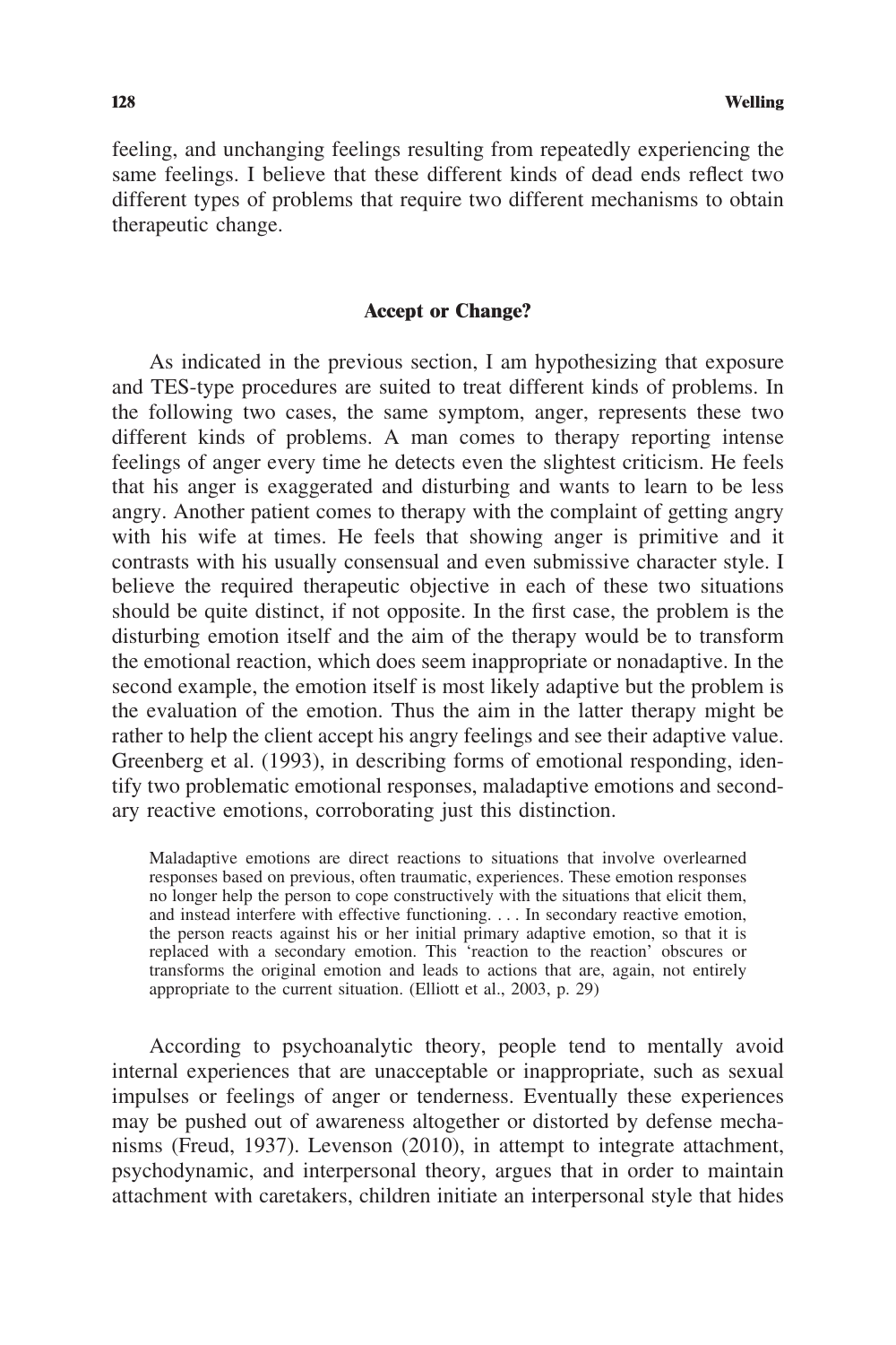feeling, and unchanging feelings resulting from repeatedly experiencing the same feelings. I believe that these different kinds of dead ends reflect two different types of problems that require two different mechanisms to obtain therapeutic change.

## Accept or Change?

As indicated in the previous section, I am hypothesizing that exposure and TES-type procedures are suited to treat different kinds of problems. In the following two cases, the same symptom, anger, represents these two different kinds of problems. A man comes to therapy reporting intense feelings of anger every time he detects even the slightest criticism. He feels that his anger is exaggerated and disturbing and wants to learn to be less angry. Another patient comes to therapy with the complaint of getting angry with his wife at times. He feels that showing anger is primitive and it contrasts with his usually consensual and even submissive character style. I believe the required therapeutic objective in each of these two situations should be quite distinct, if not opposite. In the first case, the problem is the disturbing emotion itself and the aim of the therapy would be to transform the emotional reaction, which does seem inappropriate or nonadaptive. In the second example, the emotion itself is most likely adaptive but the problem is the evaluation of the emotion. Thus the aim in the latter therapy might be rather to help the client accept his angry feelings and see their adaptive value. Greenberg et al. (1993), in describing forms of emotional responding, identify two problematic emotional responses, maladaptive emotions and secondary reactive emotions, corroborating just this distinction.

> Maladaptive emotions are direct reactions to situations that involve overlearned responses based on previous, often traumatic, experiences. These emotion responses no longer help the person to cope constructively with the situations that elicit them, and instead interfere with effective functioning. . . . In secondary reactive emotion, the person reacts against his or her initial primary adaptive emotion, so that it is replaced with a secondary emotion. This 'reaction to the reaction' obscures or transforms the original emotion and leads to actions that are, again, not entirely appropriate to the current situation. (Elliott et al., 2003, p. 29)

According to psychoanalytic theory, people tend to mentally avoid internal experiences that are unacceptable or inappropriate, such as sexual impulses or feelings of anger or tenderness. Eventually these experiences may be pushed out of awareness altogether or distorted by defense mechanisms (Freud, 1937). Levenson (2010), in attempt to integrate attachment, psychodynamic, and interpersonal theory, argues that in order to maintain attachment with caretakers, children initiate an interpersonal style that hides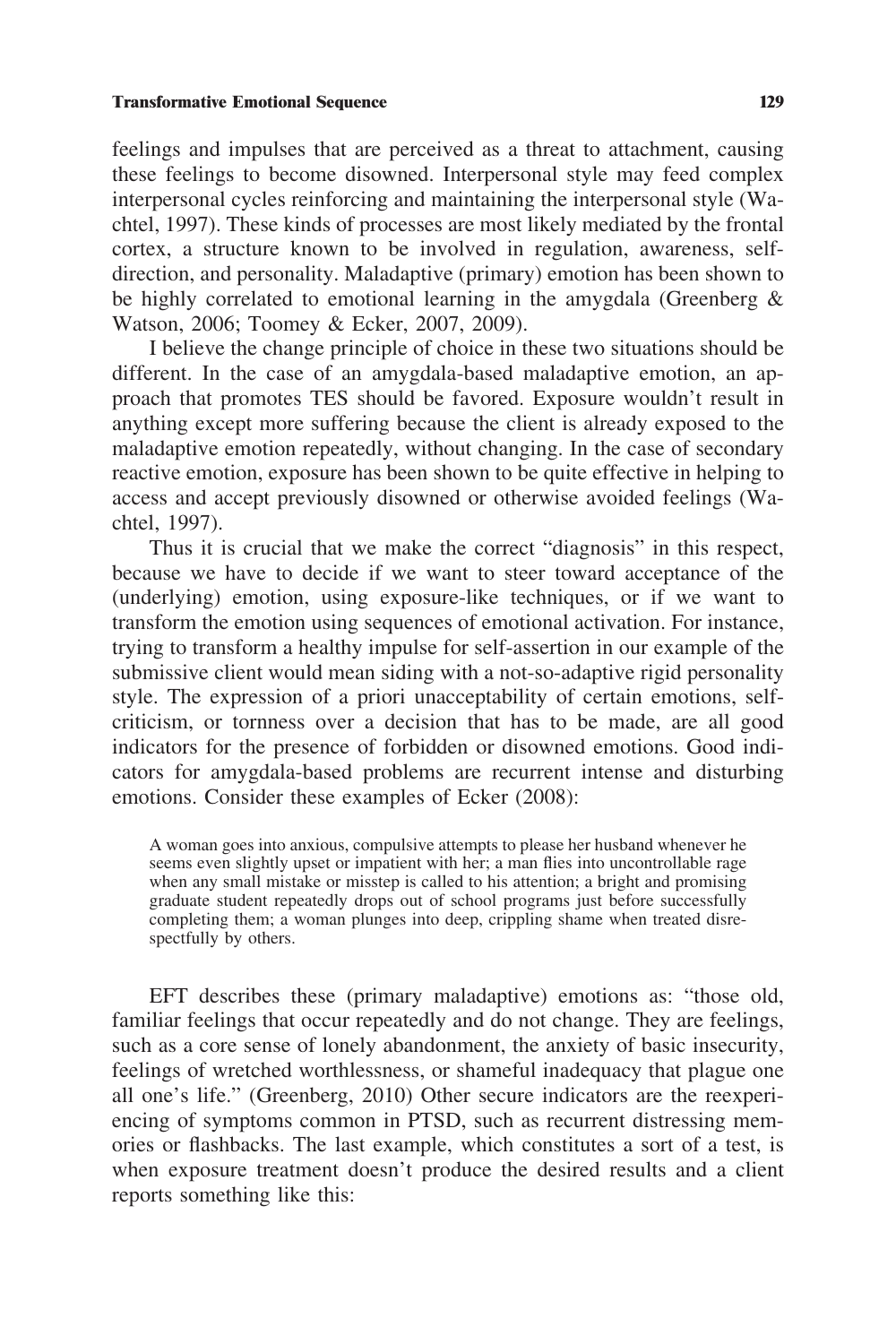feelings and impulses that are perceived as a threat to attachment, causing these feelings to become disowned. Interpersonal style may feed complex interpersonal cycles reinforcing and maintaining the interpersonal style (Wachtel, 1997). These kinds of processes are most likely mediated by the frontal cortex, a structure known to be involved in regulation, awareness, self-direction, and personality. Maladaptive (primary) emotion has been shown to be highly correlated to emotional learning in the amygdala (Greenberg & Watson, 2006; Toomey & Ecker, 2007, 2009).

I believe the change principle of choice in these two situations should be different. In the case of an amygdala-based maladaptive emotion, an approach that promotes TES should be favored. Exposure wouldn't result in anything except more suffering because the client is already exposed to the maladaptive emotion repeatedly, without changing. In the case of secondary reactive emotion, exposure has been shown to be quite effective in helping to access and accept previously disowned or otherwise avoided feelings (Wachtel, 1997).

Thus it is crucial that we make the correct "diagnosis" in this respect, because we have to decide if we want to steer toward acceptance of the (underlying) emotion, using exposure-like techniques, or if we want to transform the emotion using sequences of emotional activation. For instance, trying to transform a healthy impulse for self-assertion in our example of the submissive client would mean siding with a not-so-adaptive rigid personality style. The expression of a priori unacceptability of certain emotions, self-criticism, or tornness over a decision that has to be made, are all good indicators for the presence of forbidden or disowned emotions. Good indicators for amygdala-based problems are recurrent intense and disturbing emotions. Consider these examples of Ecker (2008):

> A woman goes into anxious, compulsive attempts to please her husband whenever he seems even slightly upset or impatient with her; a man flies into uncontrollable rage when any small mistake or misstep is called to his attention; a bright and promising graduate student repeatedly drops out of school programs just before successfully completing them; a woman plunges into deep, crippling shame when treated disrespectfully by others.

EFT describes these (primary maladaptive) emotions as: "those old, familiar feelings that occur repeatedly and do not change. They are feelings, such as a core sense of lonely abandonment, the anxiety of basic insecurity, feelings of wretched worthlessness, or shameful inadequacy that plague one all one's life." (Greenberg, 2010) Other secure indicators are the reexperiencing of symptoms common in PTSD, such as recurrent distressing memories or flashbacks. The last example, which constitutes a sort of a test, is when exposure treatment doesn't produce the desired results and a client reports something like this: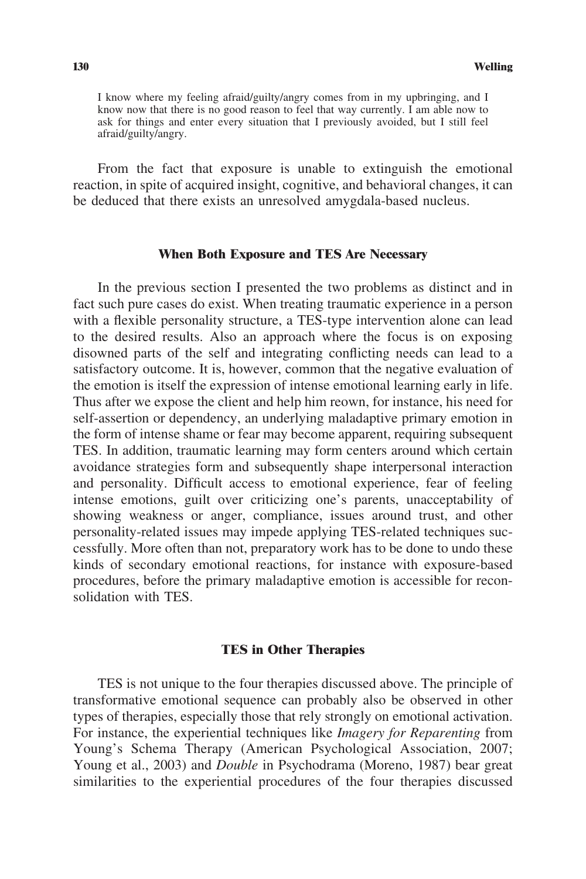> I know where my feeling afraid/guilty/angry comes from in my upbringing, and I know now that there is no good reason to feel that way currently. I am able now to ask for things and enter every situation that I previously avoided, but I still feel afraid/guilty/angry.

From the fact that exposure is unable to extinguish the emotional reaction, in spite of acquired insight, cognitive, and behavioral changes, it can be deduced that there exists an unresolved amygdala-based nucleus.

## When Both Exposure and TES Are Necessary

In the previous section I presented the two problems as distinct and in fact such pure cases do exist. When treating traumatic experience in a person with a flexible personality structure, a TES-type intervention alone can lead to the desired results. Also an approach where the focus is on exposing disowned parts of the self and integrating conflicting needs can lead to a satisfactory outcome. It is, however, common that the negative evaluation of the emotion is itself the expression of intense emotional learning early in life. Thus after we expose the client and help him reown, for instance, his need for self-assertion or dependency, an underlying maladaptive primary emotion in the form of intense shame or fear may become apparent, requiring subsequent TES. In addition, traumatic learning may form centers around which certain avoidance strategies form and subsequently shape interpersonal interaction and personality. Difficult access to emotional experience, fear of feeling intense emotions, guilt over criticizing one's parents, unacceptability of showing weakness or anger, compliance, issues around trust, and other personality-related issues may impede applying TES-related techniques successfully. More often than not, preparatory work has to be done to undo these kinds of secondary emotional reactions, for instance with exposure-based procedures, before the primary maladaptive emotion is accessible for reconsolidation with TES.

## TES in Other Therapies

TES is not unique to the four therapies discussed above. The principle of transformative emotional sequence can probably also be observed in other types of therapies, especially those that rely strongly on emotional activation. For instance, the experiential techniques like *Imagery for Reparenting* from Young's Schema Therapy (American Psychological Association, 2007; Young et al., 2003) and *Double* in Psychodrama (Moreno, 1987) bear great similarities to the experiential procedures of the four therapies discussed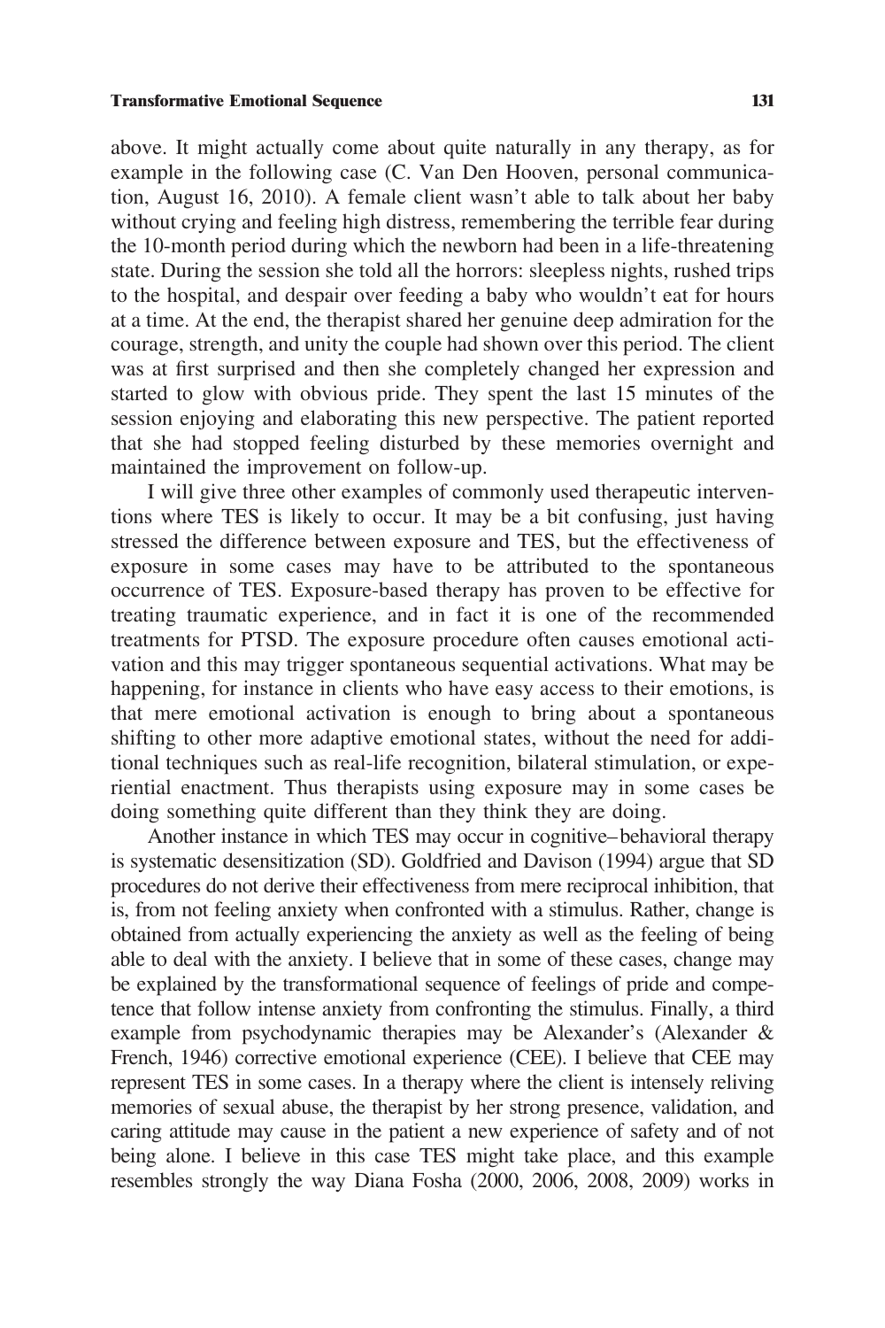above. It might actually come about quite naturally in any therapy, as for example in the following case (C. Van Den Hooven, personal communication, August 16, 2010). A female client wasn't able to talk about her baby without crying and feeling high distress, remembering the terrible fear during the 10-month period during which the newborn had been in a life-threatening state. During the session she told all the horrors: sleepless nights, rushed trips to the hospital, and despair over feeding a baby who wouldn't eat for hours at a time. At the end, the therapist shared her genuine deep admiration for the courage, strength, and unity the couple had shown over this period. The client was at first surprised and then she completely changed her expression and started to glow with obvious pride. They spent the last 15 minutes of the session enjoying and elaborating this new perspective. The patient reported that she had stopped feeling disturbed by these memories overnight and maintained the improvement on follow-up.

I will give three other examples of commonly used therapeutic interventions where TES is likely to occur. It may be a bit confusing, just having stressed the difference between exposure and TES, but the effectiveness of exposure in some cases may have to be attributed to the spontaneous occurrence of TES. Exposure-based therapy has proven to be effective for treating traumatic experience, and in fact it is one of the recommended treatments for PTSD. The exposure procedure often causes emotional activation and this may trigger spontaneous sequential activations. What may be happening, for instance in clients who have easy access to their emotions, is that mere emotional activation is enough to bring about a spontaneous shifting to other more adaptive emotional states, without the need for additional techniques such as real-life recognition, bilateral stimulation, or experiential enactment. Thus therapists using exposure may in some cases be doing something quite different than they think they are doing.

Another instance in which TES may occur in cognitive–behavioral therapy is systematic desensitization (SD). Goldfried and Davison (1994) argue that SD procedures do not derive their effectiveness from mere reciprocal inhibition, that is, from not feeling anxiety when confronted with a stimulus. Rather, change is obtained from actually experiencing the anxiety as well as the feeling of being able to deal with the anxiety. I believe that in some of these cases, change may be explained by the transformational sequence of feelings of pride and competence that follow intense anxiety from confronting the stimulus. Finally, a third example from psychodynamic therapies may be Alexander's (Alexander & French, 1946) corrective emotional experience (CEE). I believe that CEE may represent TES in some cases. In a therapy where the client is intensely reliving memories of sexual abuse, the therapist by her strong presence, validation, and caring attitude may cause in the patient a new experience of safety and of not being alone. I believe in this case TES might take place, and this example resembles strongly the way Diana Fosha (2000, 2006, 2008, 2009) works in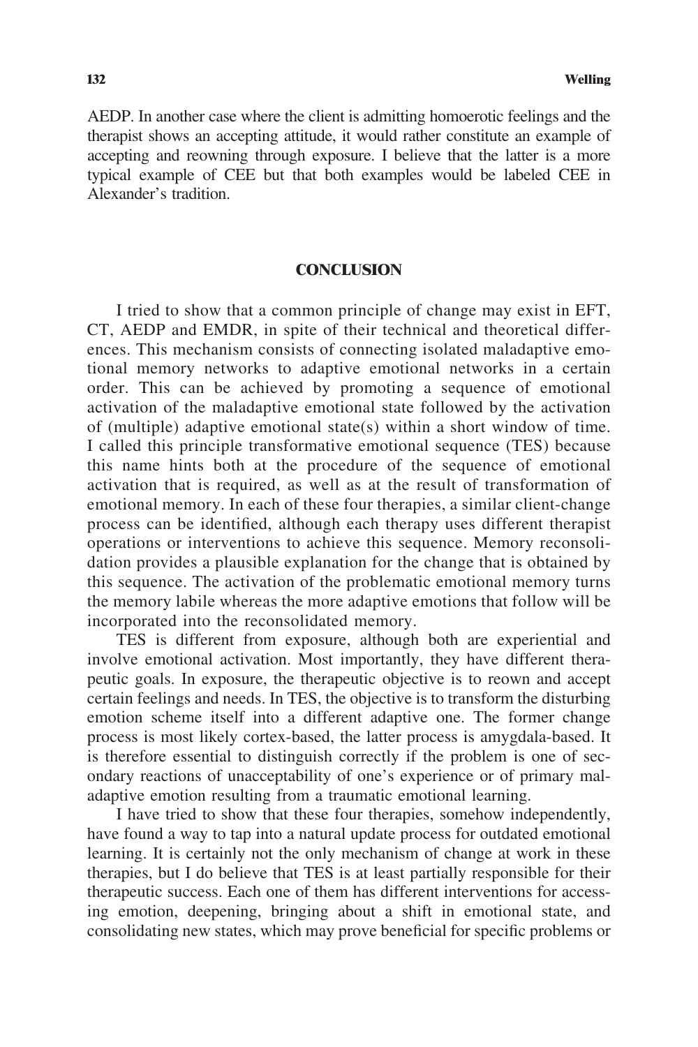AEDP. In another case where the client is admitting homoerotic feelings and the therapist shows an accepting attitude, it would rather constitute an example of accepting and reowning through exposure. I believe that the latter is a more typical example of CEE but that both examples would be labeled CEE in Alexander's tradition.

## CONCLUSION

I tried to show that a common principle of change may exist in EFT, CT, AEDP and EMDR, in spite of their technical and theoretical differences. This mechanism consists of connecting isolated maladaptive emotional memory networks to adaptive emotional networks in a certain order. This can be achieved by promoting a sequence of emotional activation of the maladaptive emotional state followed by the activation of (multiple) adaptive emotional state(s) within a short window of time. I called this principle transformative emotional sequence (TES) because this name hints both at the procedure of the sequence of emotional activation that is required, as well as at the result of transformation of emotional memory. In each of these four therapies, a similar client-change process can be identified, although each therapy uses different therapist operations or interventions to achieve this sequence. Memory reconsolidation provides a plausible explanation for the change that is obtained by this sequence. The activation of the problematic emotional memory turns the memory labile whereas the more adaptive emotions that follow will be incorporated into the reconsolidated memory.

TES is different from exposure, although both are experiential and involve emotional activation. Most importantly, they have different therapeutic goals. In exposure, the therapeutic objective is to reown and accept certain feelings and needs. In TES, the objective is to transform the disturbing emotion scheme itself into a different adaptive one. The former change process is most likely cortex-based, the latter process is amygdala-based. It is therefore essential to distinguish correctly if the problem is one of secondary reactions of unacceptability of one's experience or of primary maladaptive emotion resulting from a traumatic emotional learning.

I have tried to show that these four therapies, somehow independently, have found a way to tap into a natural update process for outdated emotional learning. It is certainly not the only mechanism of change at work in these therapies, but I do believe that TES is at least partially responsible for their therapeutic success. Each one of them has different interventions for accessing emotion, deepening, bringing about a shift in emotional state, and consolidating new states, which may prove beneficial for specific problems or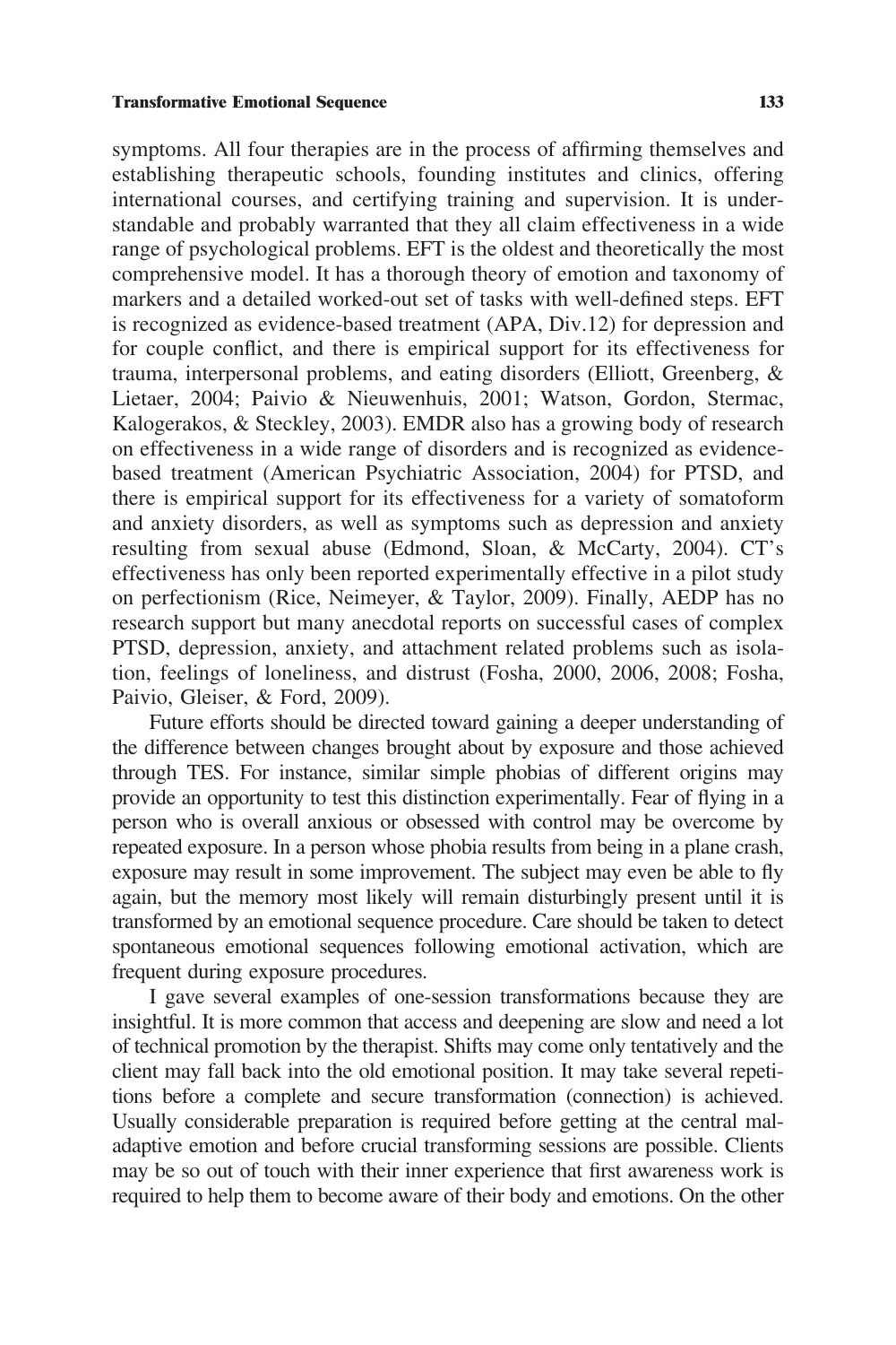symptoms. All four therapies are in the process of affirming themselves and establishing therapeutic schools, founding institutes and clinics, offering international courses, and certifying training and supervision. It is understandable and probably warranted that they all claim effectiveness in a wide range of psychological problems. EFT is the oldest and theoretically the most comprehensive model. It has a thorough theory of emotion and taxonomy of markers and a detailed worked-out set of tasks with well-defined steps. EFT is recognized as evidence-based treatment (APA, Div.12) for depression and for couple conflict, and there is empirical support for its effectiveness for trauma, interpersonal problems, and eating disorders (Elliott, Greenberg, & Lietaer, 2004; Paivio & Nieuwenhuis, 2001; Watson, Gordon, Stermac, Kalogerakos, & Steckley, 2003). EMDR also has a growing body of research on effectiveness in a wide range of disorders and is recognized as evidence-based treatment (American Psychiatric Association, 2004) for PTSD, and there is empirical support for its effectiveness for a variety of somatoform and anxiety disorders, as well as symptoms such as depression and anxiety resulting from sexual abuse (Edmond, Sloan, & McCarty, 2004). CT's effectiveness has only been reported experimentally effective in a pilot study on perfectionism (Rice, Neimeyer, & Taylor, 2009). Finally, AEDP has no research support but many anecdotal reports on successful cases of complex PTSD, depression, anxiety, and attachment related problems such as isolation, feelings of loneliness, and distrust (Fosha, 2000, 2006, 2008; Fosha, Paivio, Gleiser, & Ford, 2009).

Future efforts should be directed toward gaining a deeper understanding of the difference between changes brought about by exposure and those achieved through TES. For instance, similar simple phobias of different origins may provide an opportunity to test this distinction experimentally. Fear of flying in a person who is overall anxious or obsessed with control may be overcome by repeated exposure. In a person whose phobia results from being in a plane crash, exposure may result in some improvement. The subject may even be able to fly again, but the memory most likely will remain disturbingly present until it is transformed by an emotional sequence procedure. Care should be taken to detect spontaneous emotional sequences following emotional activation, which are frequent during exposure procedures.

I gave several examples of one-session transformations because they are insightful. It is more common that access and deepening are slow and need a lot of technical promotion by the therapist. Shifts may come only tentatively and the client may fall back into the old emotional position. It may take several repetitions before a complete and secure transformation (connection) is achieved. Usually considerable preparation is required before getting at the central maladaptive emotion and before crucial transforming sessions are possible. Clients may be so out of touch with their inner experience that first awareness work is required to help them to become aware of their body and emotions. On the other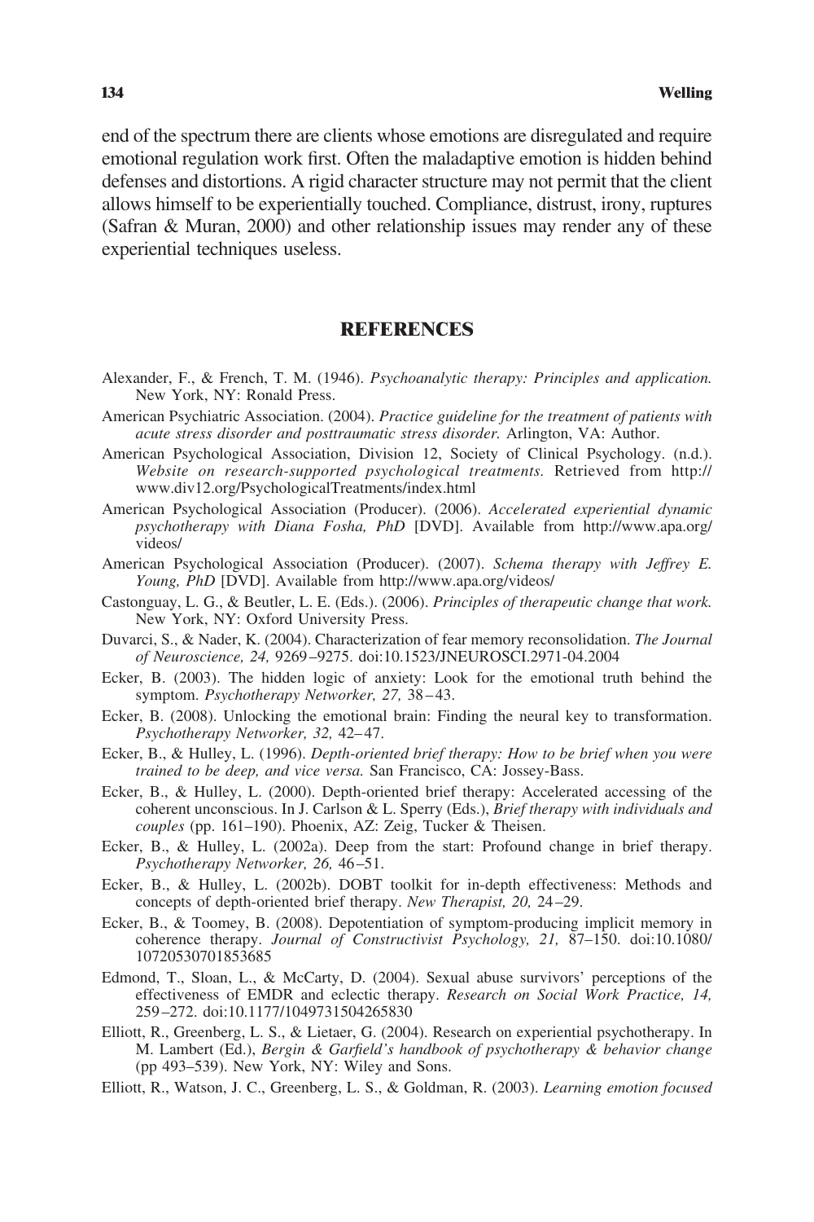end of the spectrum there are clients whose emotions are disregulated and require emotional regulation work first. Often the maladaptive emotion is hidden behind defenses and distortions. A rigid character structure may not permit that the client allows himself to be experientially touched. Compliance, distrust, irony, ruptures (Safran & Muran, 2000) and other relationship issues may render any of these experiential techniques useless.

## REFERENCES

Alexander, F., & French, T. M. (1946). *Psychoanalytic therapy: Principles and application.* New York, NY: Ronald Press.

American Psychiatric Association. (2004). *Practice guideline for the treatment of patients with acute stress disorder and posttraumatic stress disorder.* Arlington, VA: Author.

American Psychological Association, Division 12, Society of Clinical Psychology. (n.d.). *Website on research-supported psychological treatments.* Retrieved from http://www.div12.org/PsychologicalTreatments/index.html

American Psychological Association (Producer). (2006). *Accelerated experiential dynamic psychotherapy with Diana Fosha, PhD* [DVD]. Available from http://www.apa.org/videos/

American Psychological Association (Producer). (2007). *Schema therapy with Jeffrey E. Young, PhD* [DVD]. Available from http://www.apa.org/videos/

Castonguay, L. G., & Beutler, L. E. (Eds.). (2006). *Principles of therapeutic change that work.* New York, NY: Oxford University Press.

Duvarci, S., & Nader, K. (2004). Characterization of fear memory reconsolidation. *The Journal of Neuroscience, 24,* 9269–9275. doi:10.1523/JNEUROSCI.2971-04.2004

Ecker, B. (2003). The hidden logic of anxiety: Look for the emotional truth behind the symptom. *Psychotherapy Networker, 27,* 38–43.

Ecker, B. (2008). Unlocking the emotional brain: Finding the neural key to transformation. *Psychotherapy Networker, 32,* 42–47.

Ecker, B., & Hulley, L. (1996). *Depth-oriented brief therapy: How to be brief when you were trained to be deep, and vice versa.* San Francisco, CA: Jossey-Bass.

Ecker, B., & Hulley, L. (2000). Depth-oriented brief therapy: Accelerated accessing of the coherent unconscious. In J. Carlson & L. Sperry (Eds.), *Brief therapy with individuals and couples* (pp. 161–190). Phoenix, AZ: Zeig, Tucker & Theisen.

Ecker, B., & Hulley, L. (2002a). Deep from the start: Profound change in brief therapy. *Psychotherapy Networker, 26,* 46–51.

Ecker, B., & Hulley, L. (2002b). DOBT toolkit for in-depth effectiveness: Methods and concepts of depth-oriented brief therapy. *New Therapist, 20,* 24–29.

Ecker, B., & Toomey, B. (2008). Depotentiation of symptom-producing implicit memory in coherence therapy. *Journal of Constructivist Psychology, 21,* 87–150. doi:10.1080/10720530701853685

Edmond, T., Sloan, L., & McCarty, D. (2004). Sexual abuse survivors' perceptions of the effectiveness of EMDR and eclectic therapy. *Research on Social Work Practice, 14,* 259–272. doi:10.1177/1049731504265830

Elliott, R., Greenberg, L. S., & Lietaer, G. (2004). Research on experiential psychotherapy. In M. Lambert (Ed.), *Bergin & Garfield's handbook of psychotherapy & behavior change* (pp 493–539). New York, NY: Wiley and Sons.

Elliott, R., Watson, J. C., Greenberg, L. S., & Goldman, R. (2003). *Learning emotion focused*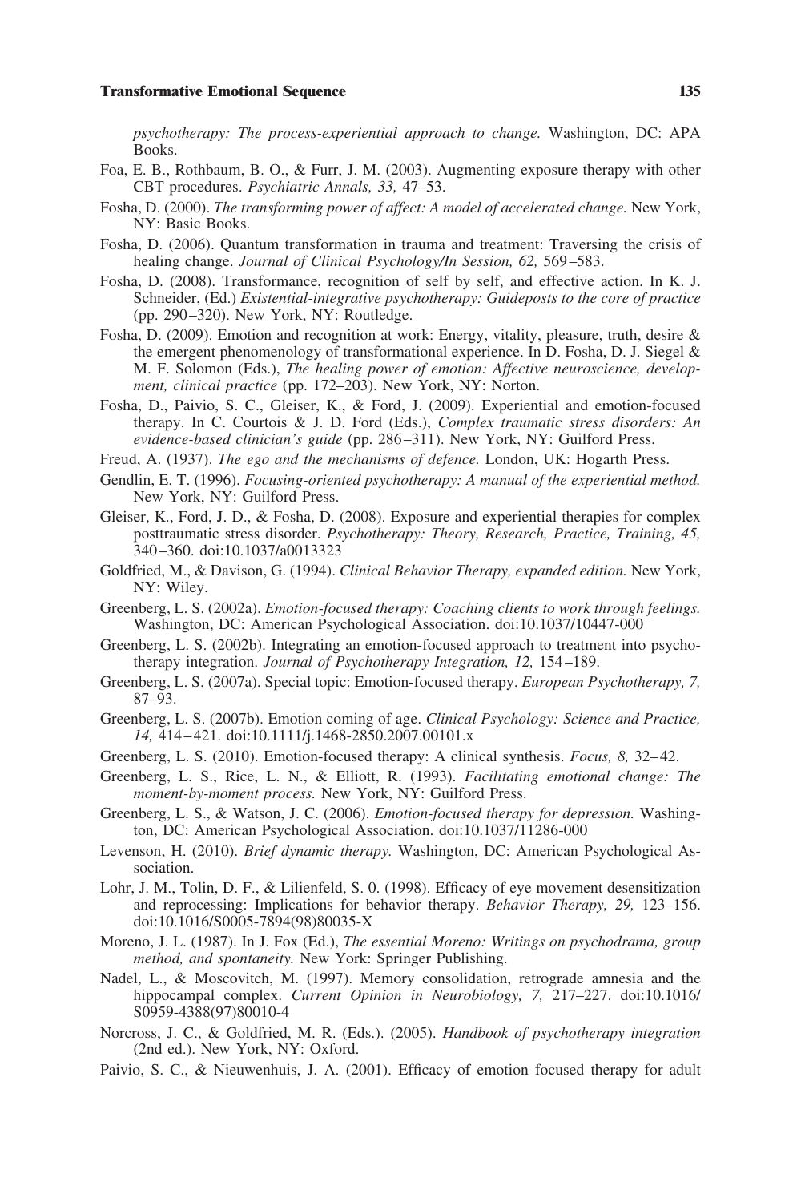*psychotherapy: The process-experiential approach to change.* Washington, DC: APA Books.

Foa, E. B., Rothbaum, B. O., & Furr, J. M. (2003). Augmenting exposure therapy with other CBT procedures. *Psychiatric Annals, 33,* 47–53.

Fosha, D. (2000). *The transforming power of affect: A model of accelerated change.* New York, NY: Basic Books.

Fosha, D. (2006). Quantum transformation in trauma and treatment: Traversing the crisis of healing change. *Journal of Clinical Psychology/In Session, 62,* 569–583.

Fosha, D. (2008). Transformance, recognition of self by self, and effective action. In K. J. Schneider, (Ed.) *Existential-integrative psychotherapy: Guideposts to the core of practice* (pp. 290–320). New York, NY: Routledge.

Fosha, D. (2009). Emotion and recognition at work: Energy, vitality, pleasure, truth, desire & the emergent phenomenology of transformational experience. In D. Fosha, D. J. Siegel & M. F. Solomon (Eds.), *The healing power of emotion: Affective neuroscience, development, clinical practice* (pp. 172–203). New York, NY: Norton.

Fosha, D., Paivio, S. C., Gleiser, K., & Ford, J. (2009). Experiential and emotion-focused therapy. In C. Courtois & J. D. Ford (Eds.), *Complex traumatic stress disorders: An evidence-based clinician's guide* (pp. 286–311). New York, NY: Guilford Press.

Freud, A. (1937). *The ego and the mechanisms of defence.* London, UK: Hogarth Press.

Gendlin, E. T. (1996). *Focusing-oriented psychotherapy: A manual of the experiential method.* New York, NY: Guilford Press.

Gleiser, K., Ford, J. D., & Fosha, D. (2008). Exposure and experiential therapies for complex posttraumatic stress disorder. *Psychotherapy: Theory, Research, Practice, Training, 45,* 340–360. doi:10.1037/a0013323

Goldfried, M., & Davison, G. (1994). *Clinical Behavior Therapy, expanded edition.* New York, NY: Wiley.

Greenberg, L. S. (2002a). *Emotion-focused therapy: Coaching clients to work through feelings.* Washington, DC: American Psychological Association. doi:10.1037/10447-000

Greenberg, L. S. (2002b). Integrating an emotion-focused approach to treatment into psychotherapy integration. *Journal of Psychotherapy Integration, 12,* 154–189.

Greenberg, L. S. (2007a). Special topic: Emotion-focused therapy. *European Psychotherapy, 7,* 87–93.

Greenberg, L. S. (2007b). Emotion coming of age. *Clinical Psychology: Science and Practice, 14,* 414–421. doi:10.1111/j.1468-2850.2007.00101.x

Greenberg, L. S. (2010). Emotion-focused therapy: A clinical synthesis. *Focus, 8,* 32–42.

Greenberg, L. S., Rice, L. N., & Elliott, R. (1993). *Facilitating emotional change: The moment-by-moment process.* New York, NY: Guilford Press.

Greenberg, L. S., & Watson, J. C. (2006). *Emotion-focused therapy for depression.* Washington, DC: American Psychological Association. doi:10.1037/11286-000

Levenson, H. (2010). *Brief dynamic therapy.* Washington, DC: American Psychological Association.

Lohr, J. M., Tolin, D. F., & Lilienfeld, S. 0. (1998). Efficacy of eye movement desensitization and reprocessing: Implications for behavior therapy. *Behavior Therapy, 29,* 123–156. doi:10.1016/S0005-7894(98)80035-X

Moreno, J. L. (1987). In J. Fox (Ed.), *The essential Moreno: Writings on psychodrama, group method, and spontaneity.* New York: Springer Publishing.

Nadel, L., & Moscovitch, M. (1997). Memory consolidation, retrograde amnesia and the hippocampal complex. *Current Opinion in Neurobiology, 7,* 217–227. doi:10.1016/S0959-4388(97)80010-4

Norcross, J. C., & Goldfried, M. R. (Eds.). (2005). *Handbook of psychotherapy integration* (2nd ed.). New York, NY: Oxford.

Paivio, S. C., & Nieuwenhuis, J. A. (2001). Efficacy of emotion focused therapy for adult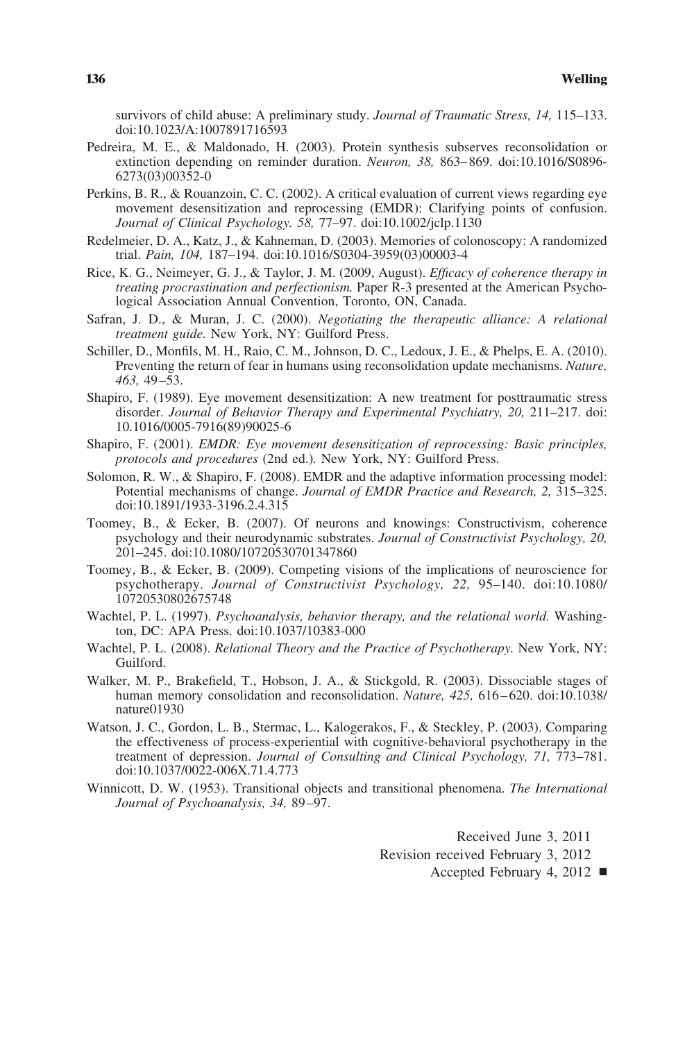survivors of child abuse: A preliminary study. *Journal of Traumatic Stress, 14,* 115–133. doi:10.1023/A:1007891716593

Pedreira, M. E., & Maldonado, H. (2003). Protein synthesis subserves reconsolidation or extinction depending on reminder duration. *Neuron, 38,* 863–869. doi:10.1016/S0896-6273(03)00352-0

Perkins, B. R., & Rouanzoin, C. C. (2002). A critical evaluation of current views regarding eye movement desensitization and reprocessing (EMDR): Clarifying points of confusion. *Journal of Clinical Psychology. 58,* 77–97. doi:10.1002/jclp.1130

Redelmeier, D. A., Katz, J., & Kahneman, D. (2003). Memories of colonoscopy: A randomized trial. *Pain, 104,* 187–194. doi:10.1016/S0304-3959(03)00003-4

Rice, K. G., Neimeyer, G. J., & Taylor, J. M. (2009, August). *Efficacy of coherence therapy in treating procrastination and perfectionism.* Paper R-3 presented at the American Psychological Association Annual Convention, Toronto, ON, Canada.

Safran, J. D., & Muran, J. C. (2000). *Negotiating the therapeutic alliance: A relational treatment guide.* New York, NY: Guilford Press.

Schiller, D., Monfils, M. H., Raio, C. M., Johnson, D. C., Ledoux, J. E., & Phelps, E. A. (2010). Preventing the return of fear in humans using reconsolidation update mechanisms. *Nature, 463,* 49–53.

Shapiro, F. (1989). Eye movement desensitization: A new treatment for posttraumatic stress disorder. *Journal of Behavior Therapy and Experimental Psychiatry, 20,* 211–217. doi:10.1016/0005-7916(89)90025-6

Shapiro, F. (2001). *EMDR: Eye movement desensitization of reprocessing: Basic principles, protocols and procedures* (2nd ed.)*.* New York, NY: Guilford Press.

Solomon, R. W., & Shapiro, F. (2008). EMDR and the adaptive information processing model: Potential mechanisms of change. *Journal of EMDR Practice and Research, 2,* 315–325. doi:10.1891/1933-3196.2.4.315

Toomey, B., & Ecker, B. (2007). Of neurons and knowings: Constructivism, coherence psychology and their neurodynamic substrates. *Journal of Constructivist Psychology, 20,* 201–245. doi:10.1080/10720530701347860

Toomey, B., & Ecker, B. (2009). Competing visions of the implications of neuroscience for psychotherapy. *Journal of Constructivist Psychology, 22,* 95–140. doi:10.1080/10720530802675748

Wachtel, P. L. (1997). *Psychoanalysis, behavior therapy, and the relational world.* Washington, DC: APA Press. doi:10.1037/10383-000

Wachtel, P. L. (2008). *Relational Theory and the Practice of Psychotherapy.* New York, NY: Guilford.

Walker, M. P., Brakefield, T., Hobson, J. A., & Stickgold, R. (2003). Dissociable stages of human memory consolidation and reconsolidation. *Nature, 425,* 616–620. doi:10.1038/nature01930

Watson, J. C., Gordon, L. B., Stermac, L., Kalogerakos, F., & Steckley, P. (2003). Comparing the effectiveness of process-experiential with cognitive-behavioral psychotherapy in the treatment of depression. *Journal of Consulting and Clinical Psychology, 71,* 773–781. doi:10.1037/0022-006X.71.4.773

Winnicott, D. W. (1953). Transitional objects and transitional phenomena. *The International Journal of Psychoanalysis, 34,* 89–97.

Received June 3, 2011
Revision received February 3, 2012
Accepted February 4, 2012 ■